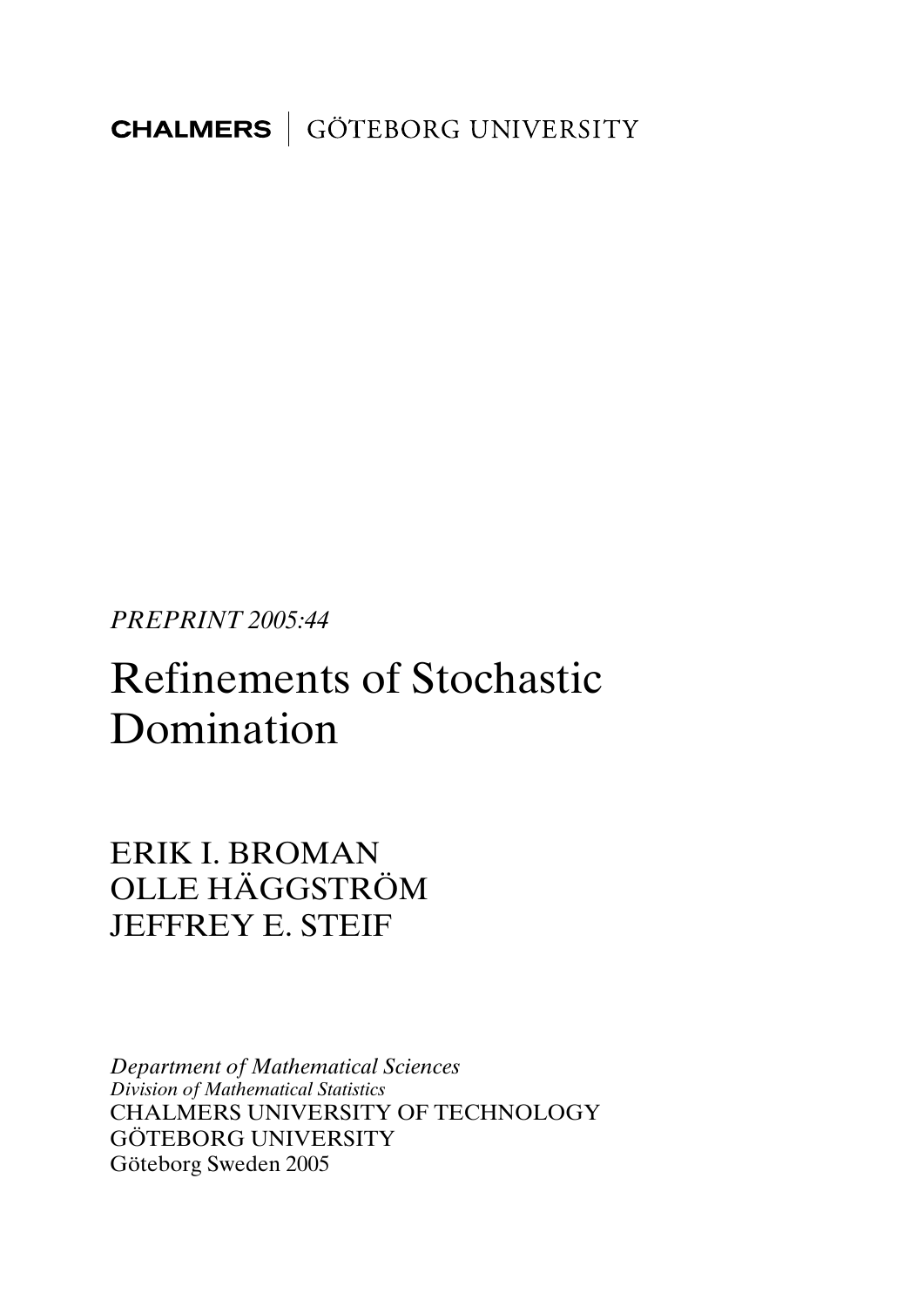**CHALMERS** | GÖTEBORG UNIVERSITY

*PREPRINT 2005:44*

# Refinements of Stochastic Domination

ERIK I. BROMAN
OLLE HÄGGSTRÖM
JEFFREY E. STEIF

*Department of Mathematical Sciences*
*Division of Mathematical Statistics*
CHALMERS UNIVERSITY OF TECHNOLOGY
GÖTEBORG UNIVERSITY
Göteborg Sweden 2005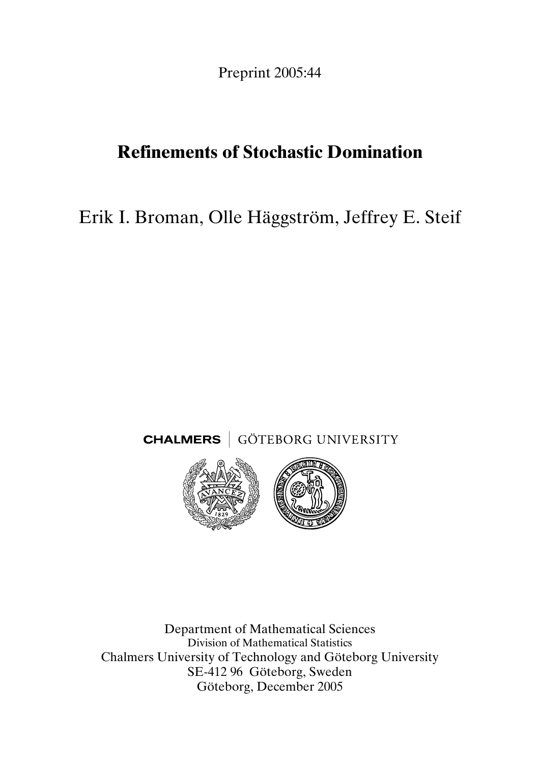Preprint 2005:44

# Refinements of Stochastic Domination

Erik I. Broman, Olle Häggström, Jeffrey E. Steif

CHALMERS | GÖTEBORG UNIVERSITY

Department of Mathematical Sciences
Division of Mathematical Statistics
Chalmers University of Technology and Göteborg University
SE-412 96 Göteborg, Sweden
Göteborg, December 2005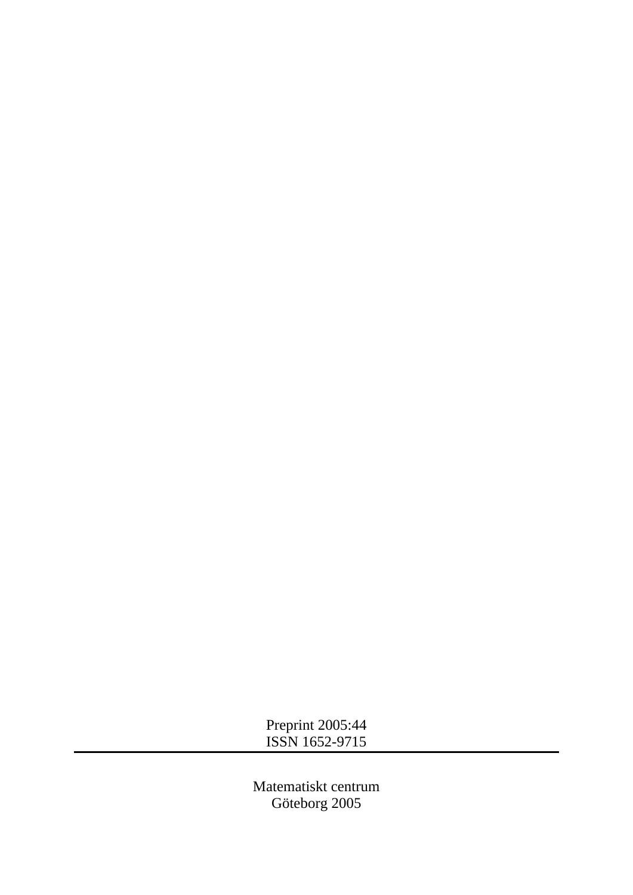Preprint 2005:44
ISSN 1652-9715

---

Matematiskt centrum
Göteborg 2005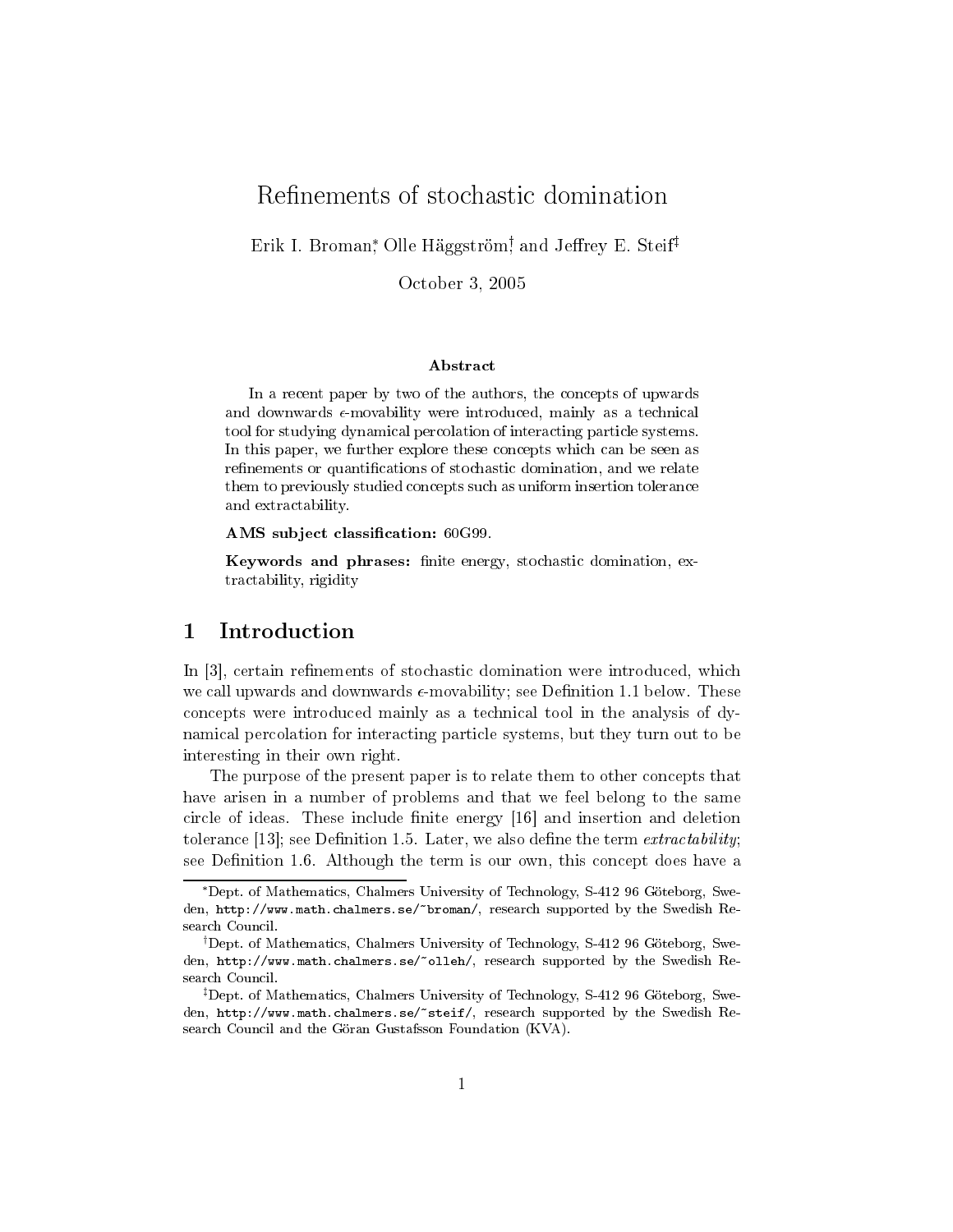# Refinements of stochastic domination

Erik I. Broman[*], Olle Häggström[†], and Jeffrey E. Steif[‡]

October 3, 2005

### Abstract

In a recent paper by two of the authors, the concepts of upwards and downwards $\epsilon$-movability were introduced, mainly as a technical tool for studying dynamical percolation of interacting particle systems. In this paper, we further explore these concepts which can be seen as refinements or quantifications of stochastic domination, and we relate them to previously studied concepts such as uniform insertion tolerance and extractability.

**AMS subject classification:** 60G99.

**Keywords and phrases:** finite energy, stochastic domination, extractability, rigidity

## 1 Introduction

In [3], certain refinements of stochastic domination were introduced, which we call upwards and downwards $\epsilon$-movability; see Definition 1.1 below. These concepts were introduced mainly as a technical tool in the analysis of dynamical percolation for interacting particle systems, but they turn out to be interesting in their own right.

The purpose of the present paper is to relate them to other concepts that have arisen in a number of problems and that we feel belong to the same circle of ideas. These include finite energy [16] and insertion and deletion tolerance [13]; see Definition 1.5. Later, we also define the term *extractability*; see Definition 1.6. Although the term is our own, this concept does have a

---

[*]Dept. of Mathematics, Chalmers University of Technology, S-412 96 Göteborg, Sweden, `http://www.math.chalmers.se/~broman/`, research supported by the Swedish Research Council.

[†]Dept. of Mathematics, Chalmers University of Technology, S-412 96 Göteborg, Sweden, `http://www.math.chalmers.se/~olleh/`, research supported by the Swedish Research Council.

[‡]Dept. of Mathematics, Chalmers University of Technology, S-412 96 Göteborg, Sweden, `http://www.math.chalmers.se/~steif/`, research supported by the Swedish Research Council and the Göran Gustafsson Foundation (KVA).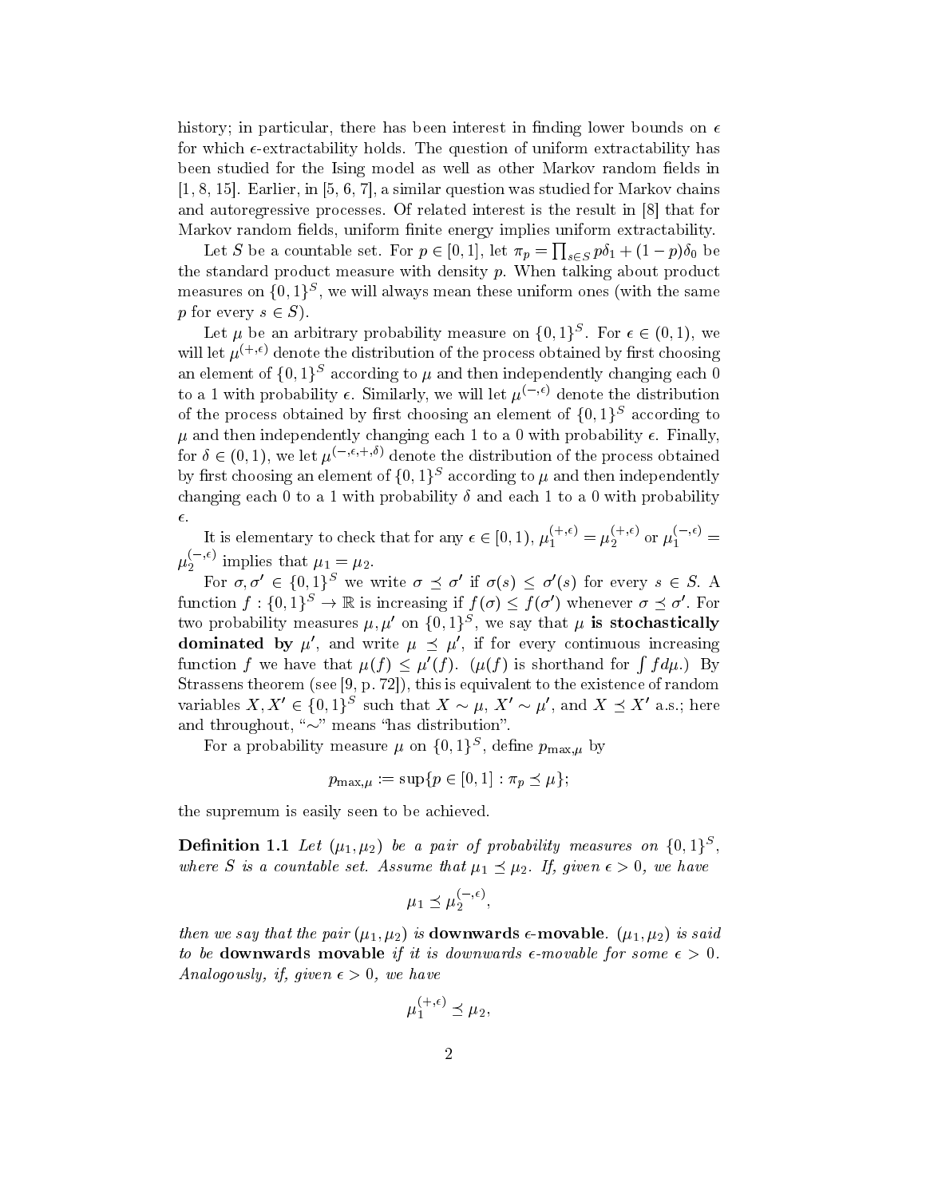history; in particular, there has been interest in finding lower bounds on $\epsilon$ for which $\epsilon$-extractability holds. The question of uniform extractability has been studied for the Ising model as well as other Markov random fields in [1, 8, 15]. Earlier, in [5, 6, 7], a similar question was studied for Markov chains and autoregressive processes. Of related interest is the result in [8] that for Markov random fields, uniform finite energy implies uniform extractability.

Let $S$ be a countable set. For $p \in [0, 1]$, let $\pi_p = \prod_{s \in S} p\delta_1 + (1 - p)\delta_0$ be the standard product measure with density $p$. When talking about product measures on $\{0, 1\}^S$, we will always mean these uniform ones (with the same $p$ for every $s \in S$).

Let $\mu$ be an arbitrary probability measure on $\{0, 1\}^S$. For $\epsilon \in (0, 1)$, we will let $\mu^{(+,\epsilon)}$ denote the distribution of the process obtained by first choosing an element of $\{0, 1\}^S$ according to $\mu$ and then independently changing each 0 to a 1 with probability $\epsilon$. Similarly, we will let $\mu^{(-,\epsilon)}$ denote the distribution of the process obtained by first choosing an element of $\{0, 1\}^S$ according to $\mu$ and then independently changing each 1 to a 0 with probability $\epsilon$. Finally, for $\delta \in (0, 1)$, we let $\mu^{(-,\epsilon,+,\delta)}$ denote the distribution of the process obtained by first choosing an element of $\{0, 1\}^S$ according to $\mu$ and then independently changing each 0 to a 1 with probability $\delta$ and each 1 to a 0 with probability $\epsilon$.

It is elementary to check that for any $\epsilon \in [0, 1)$, $\mu_1^{(+,\epsilon)} = \mu_2^{(+,\epsilon)}$ or $\mu_1^{(-,\epsilon)} = \mu_2^{(-,\epsilon)}$ implies that $\mu_1 = \mu_2$.

For $\sigma, \sigma' \in \{0, 1\}^S$ we write $\sigma \preceq \sigma'$ if $\sigma(s) \leq \sigma'(s)$ for every $s \in S$. A function $f : \{0, 1\}^S \to \mathbb{R}$ is increasing if $f(\sigma) \leq f(\sigma')$ whenever $\sigma \preceq \sigma'$. For two probability measures $\mu, \mu'$ on $\{0, 1\}^S$, we say that $\mu$ **is stochastically dominated by** $\mu'$, and write $\mu \preceq \mu'$, if for every continuous increasing function $f$ we have that $\mu(f) \leq \mu'(f)$. ($\mu(f)$ is shorthand for $\int f d\mu$.) By Strassens theorem (see [9, p. 72]), this is equivalent to the existence of random variables $X, X' \in \{0, 1\}^S$ such that $X \sim \mu$, $X' \sim \mu'$, and $X \preceq X'$ a.s.; here and throughout, "$\sim$" means "has distribution".

For a probability measure $\mu$ on $\{0, 1\}^S$, define $p_{\max,\mu}$ by

$$p_{\max,\mu} := \sup\{p \in [0, 1] : \pi_p \preceq \mu\};$$

the supremum is easily seen to be achieved.

**Definition 1.1** *Let $(\mu_1, \mu_2)$ be a pair of probability measures on $\{0, 1\}^S$, where $S$ is a countable set. Assume that $\mu_1 \preceq \mu_2$. If, given $\epsilon > 0$, we have*

$$\mu_1 \preceq \mu_2^{(-,\epsilon)},$$

*then we say that the pair $(\mu_1, \mu_2)$ is* **downwards $\epsilon$-movable**. *$(\mu_1, \mu_2)$ is said to be* **downwards movable** *if it is downwards $\epsilon$-movable for some $\epsilon > 0$. Analogously, if, given $\epsilon > 0$, we have*

$$\mu_1^{(+,\epsilon)} \preceq \mu_2,$$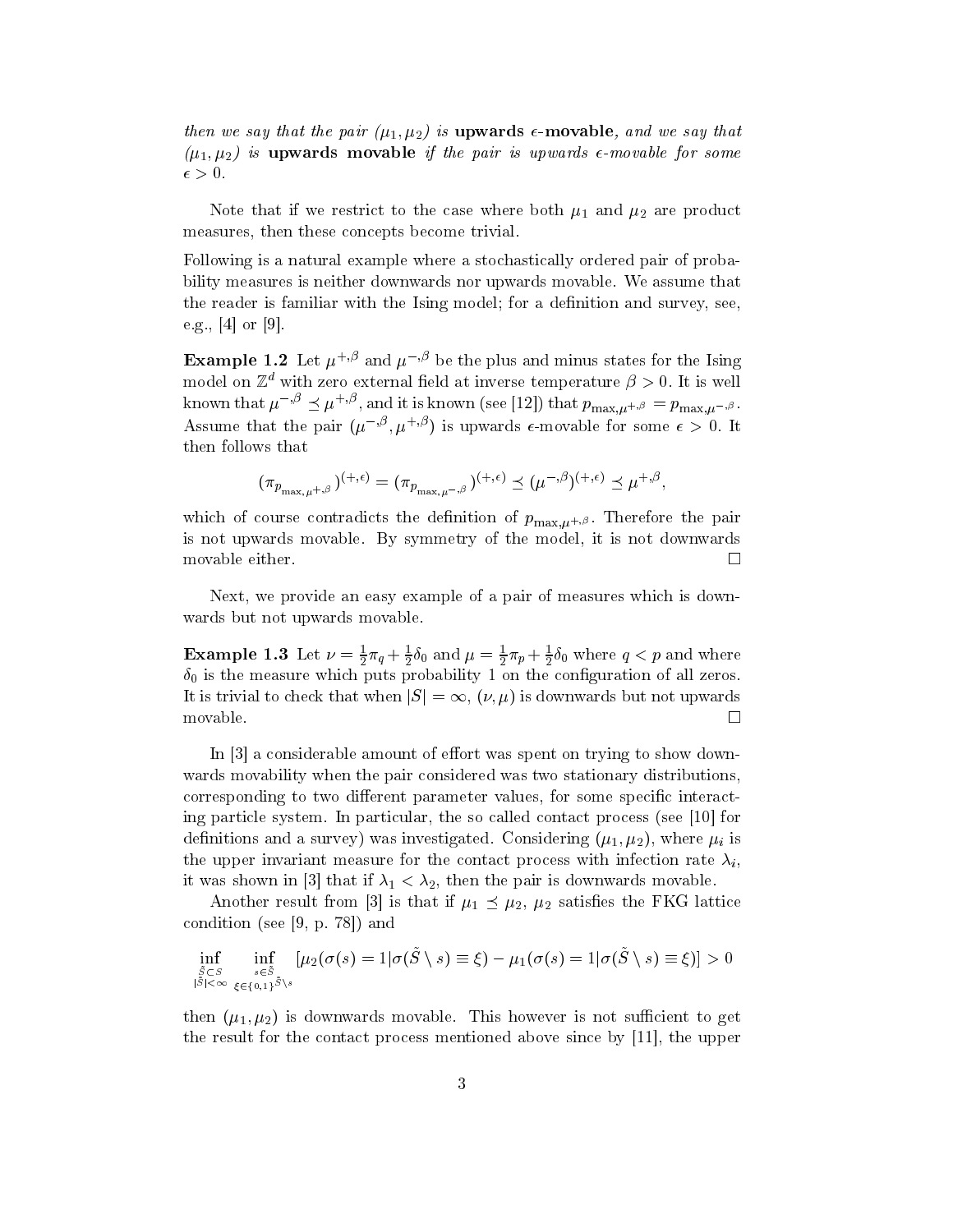*then we say that the pair $(\mu_1, \mu_2)$ is* **upwards $\epsilon$-movable**, *and we say that $(\mu_1, \mu_2)$ is* **upwards movable** *if the pair is upwards $\epsilon$-movable for some $\epsilon > 0$.*

Note that if we restrict to the case where both $\mu_1$ and $\mu_2$ are product measures, then these concepts become trivial.

Following is a natural example where a stochastically ordered pair of probability measures is neither downwards nor upwards movable. We assume that the reader is familiar with the Ising model; for a definition and survey, see, e.g., [4] or [9].

**Example 1.2** Let $\mu^{+,\beta}$ and $\mu^{-,\beta}$ be the plus and minus states for the Ising model on $\mathbb{Z}^d$ with zero external field at inverse temperature $\beta > 0$. It is well known that $\mu^{-,\beta} \preceq \mu^{+,\beta}$, and it is known (see [12]) that $p_{\max,\mu^{+,\beta}} = p_{\max,\mu^{-,\beta}}$. Assume that the pair $(\mu^{-,\beta}, \mu^{+,\beta})$ is upwards $\epsilon$-movable for some $\epsilon > 0$. It then follows that

$$(\pi_{p_{\max,\mu^{+,\beta}}})^{(+,\epsilon)} = (\pi_{p_{\max,\mu^{-,\beta}}})^{(+,\epsilon)} \preceq (\mu^{-,\beta})^{(+,\epsilon)} \preceq \mu^{+,\beta},$$

which of course contradicts the definition of $p_{\max,\mu^{+,\beta}}$. Therefore the pair is not upwards movable. By symmetry of the model, it is not downwards movable either. $\square$

Next, we provide an easy example of a pair of measures which is downwards but not upwards movable.

**Example 1.3** Let $\nu = \frac{1}{2}\pi_q + \frac{1}{2}\delta_0$ and $\mu = \frac{1}{2}\pi_p + \frac{1}{2}\delta_0$ where $q < p$ and where $\delta_0$ is the measure which puts probability 1 on the configuration of all zeros. It is trivial to check that when $|S| = \infty$, $(\nu, \mu)$ is downwards but not upwards movable. $\square$

In [3] a considerable amount of effort was spent on trying to show downwards movability when the pair considered was two stationary distributions, corresponding to two different parameter values, for some specific interacting particle system. In particular, the so called contact process (see [10] for definitions and a survey) was investigated. Considering $(\mu_1, \mu_2)$, where $\mu_i$ is the upper invariant measure for the contact process with infection rate $\lambda_i$, it was shown in [3] that if $\lambda_1 < \lambda_2$, then the pair is downwards movable.

Another result from [3] is that if $\mu_1 \preceq \mu_2$, $\mu_2$ satisfies the FKG lattice condition (see [9, p. 78]) and

$$\inf_{\substack{\tilde{S} \subset S \\ |\tilde{S}| < \infty}} \inf_{\substack{s \in \tilde{S} \\ \xi \in \{0,1\}^{\tilde{S} \setminus s}}} [\mu_2(\sigma(s) = 1 | \sigma(\tilde{S} \setminus s) \equiv \xi) - \mu_1(\sigma(s) = 1 | \sigma(\tilde{S} \setminus s) \equiv \xi)] > 0$$

then $(\mu_1, \mu_2)$ is downwards movable. This however is not sufficient to get the result for the contact process mentioned above since by [11], the upper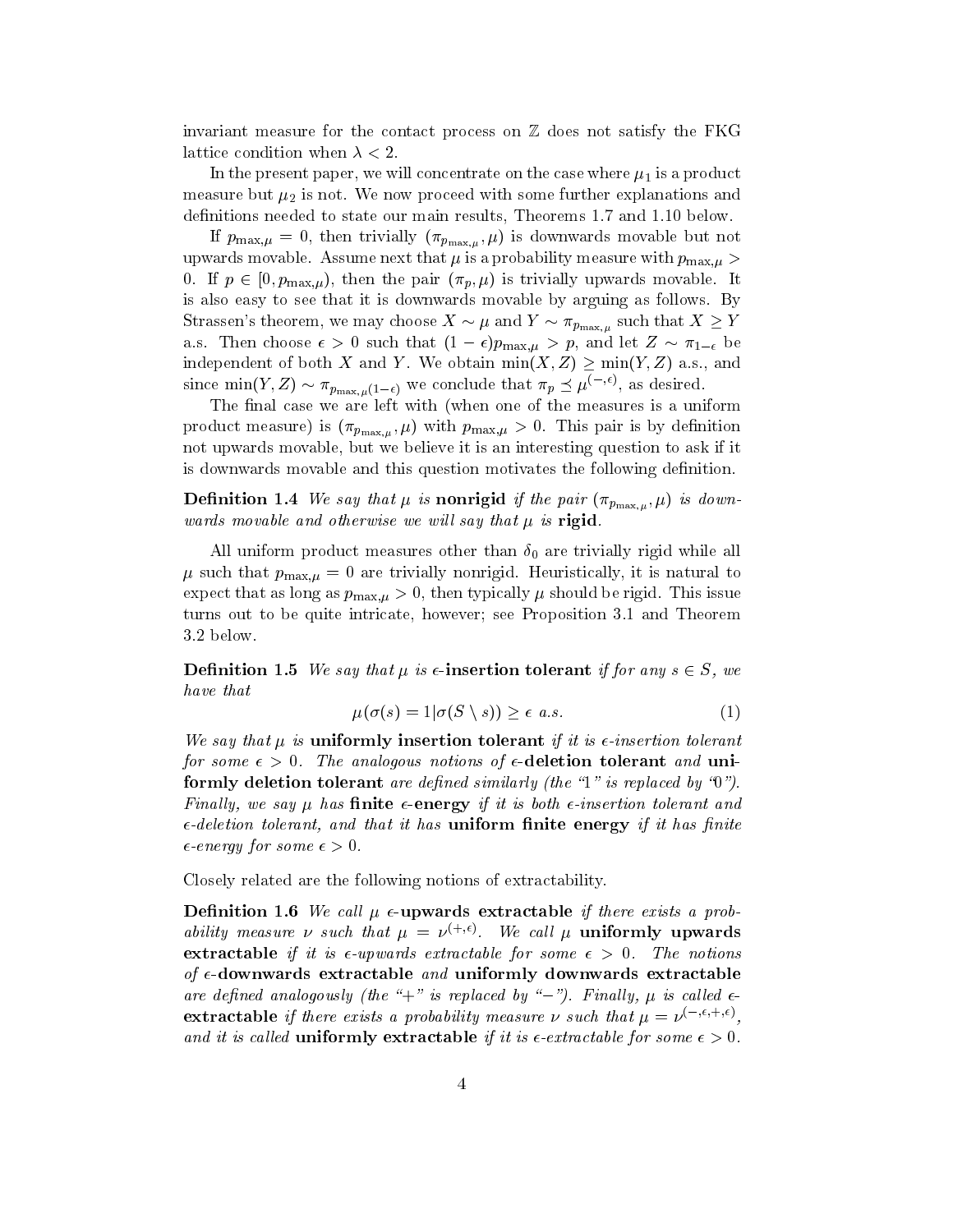invariant measure for the contact process on $\mathbb{Z}$ does not satisfy the FKG lattice condition when $\lambda < 2$.

In the present paper, we will concentrate on the case where $\mu_1$ is a product measure but $\mu_2$ is not. We now proceed with some further explanations and definitions needed to state our main results, Theorems 1.7 and 1.10 below.

If $p_{\max,\mu} = 0$, then trivially $(\pi_{p_{\max,\mu}}, \mu)$ is downwards movable but not upwards movable. Assume next that $\mu$ is a probability measure with $p_{\max,\mu} > 0$. If $p \in [0, p_{\max,\mu})$, then the pair $(\pi_p, \mu)$ is trivially upwards movable. It is also easy to see that it is downwards movable by arguing as follows. By Strassen's theorem, we may choose $X \sim \mu$ and $Y \sim \pi_{p_{\max,\mu}}$ such that $X \geq Y$ a.s. Then choose $\epsilon > 0$ such that $(1-\epsilon)p_{\max,\mu} > p$, and let $Z \sim \pi_{1-\epsilon}$ be independent of both $X$ and $Y$. We obtain $\min(X, Z) \geq \min(Y, Z)$ a.s., and since $\min(Y, Z) \sim \pi_{p_{\max,\mu}(1-\epsilon)}$ we conclude that $\pi_p \preceq \mu^{(-,\epsilon)}$, as desired.

The final case we are left with (when one of the measures is a uniform product measure) is $(\pi_{p_{\max,\mu}}, \mu)$ with $p_{\max,\mu} > 0$. This pair is by definition not upwards movable, but we believe it is an interesting question to ask if it is downwards movable and this question motivates the following definition.

**Definition 1.4** *We say that $\mu$ is* **nonrigid** *if the pair $(\pi_{p_{\max,\mu}}, \mu)$ is downwards movable and otherwise we will say that $\mu$ is* **rigid**.

All uniform product measures other than $\delta_0$ are trivially rigid while all $\mu$ such that $p_{\max,\mu} = 0$ are trivially nonrigid. Heuristically, it is natural to expect that as long as $p_{\max,\mu} > 0$, then typically $\mu$ should be rigid. This issue turns out to be quite intricate, however; see Proposition 3.1 and Theorem 3.2 below.

**Definition 1.5** *We say that $\mu$ is* **$\epsilon$-insertion tolerant** *if for any $s \in S$, we have that*

$$\mu(\sigma(s) = 1 | \sigma(S \setminus s)) \geq \epsilon \text{ a.s.} \tag{1}$$

*We say that $\mu$ is* **uniformly insertion tolerant** *if it is $\epsilon$-insertion tolerant for some $\epsilon > 0$. The analogous notions of* **$\epsilon$-deletion tolerant** *and* **uniformly deletion tolerant** *are defined similarly (the "1" is replaced by "0"). Finally, we say $\mu$ has* **finite $\epsilon$-energy** *if it is both $\epsilon$-insertion tolerant and $\epsilon$-deletion tolerant, and that it has* **uniform finite energy** *if it has finite $\epsilon$-energy for some $\epsilon > 0$.*

Closely related are the following notions of extractability.

**Definition 1.6** *We call $\mu$* **$\epsilon$-upwards extractable** *if there exists a probability measure $\nu$ such that $\mu = \nu^{(+,\epsilon)}$. We call $\mu$* **uniformly upwards extractable** *if it is $\epsilon$-upwards extractable for some $\epsilon > 0$. The notions of* **$\epsilon$-downwards extractable** *and* **uniformly downwards extractable** *are defined analogously (the "+" is replaced by "−"). Finally, $\mu$ is called* **$\epsilon$-extractable** *if there exists a probability measure $\nu$ such that $\mu = \nu^{(-,\epsilon,+,\epsilon)}$, and it is called* **uniformly extractable** *if it is $\epsilon$-extractable for some $\epsilon > 0$.*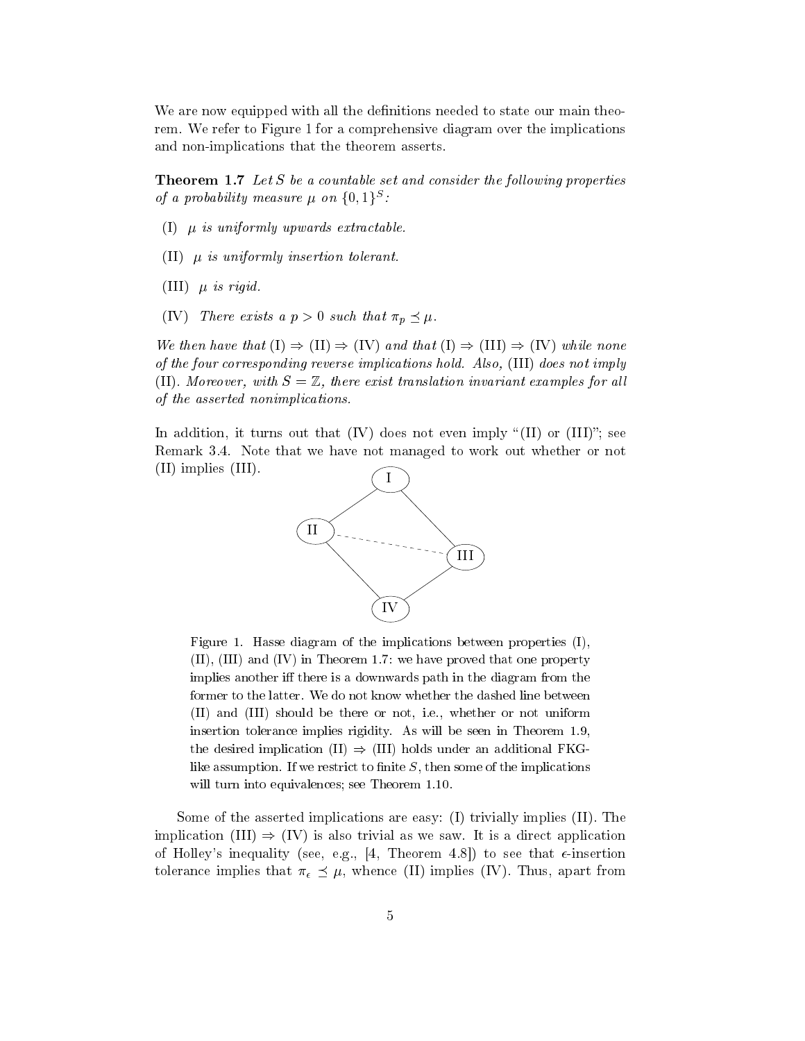We are now equipped with all the definitions needed to state our main theorem. We refer to Figure 1 for a comprehensive diagram over the implications and non-implications that the theorem asserts.

**Theorem 1.7** *Let $S$ be a countable set and consider the following properties of a probability measure $\mu$ on $\{0,1\}^S$:*

(I) *$\mu$ is uniformly upwards extractable.*

(II) *$\mu$ is uniformly insertion tolerant.*

(III) *$\mu$ is rigid.*

(IV) *There exists a $p > 0$ such that $\pi_p \preceq \mu$.*

*We then have that* (I) $\Rightarrow$ (II) $\Rightarrow$ (IV) *and that* (I) $\Rightarrow$ (III) $\Rightarrow$ (IV) *while none of the four corresponding reverse implications hold. Also,* (III) *does not imply* (II). *Moreover, with $S = \mathbb{Z}$, there exist translation invariant examples for all of the asserted nonimplications.*

In addition, it turns out that (IV) does not even imply "(II) or (III)"; see Remark 3.4. Note that we have not managed to work out whether or not (II) implies (III).

Figure 1. Hasse diagram of the implications between properties (I), (II), (III) and (IV) in Theorem 1.7: we have proved that one property implies another iff there is a downwards path in the diagram from the former to the latter. We do not know whether the dashed line between (II) and (III) should be there or not, i.e., whether or not uniform insertion tolerance implies rigidity. As will be seen in Theorem 1.9, the desired implication (II) $\Rightarrow$ (III) holds under an additional FKG-like assumption. If we restrict to finite $S$, then some of the implications will turn into equivalences; see Theorem 1.10.

Some of the asserted implications are easy: (I) trivially implies (II). The implication (III) $\Rightarrow$ (IV) is also trivial as we saw. It is a direct application of Holley's inequality (see, e.g., [4, Theorem 4.8]) to see that $\epsilon$-insertion tolerance implies that $\pi_\epsilon \preceq \mu$, whence (II) implies (IV). Thus, apart from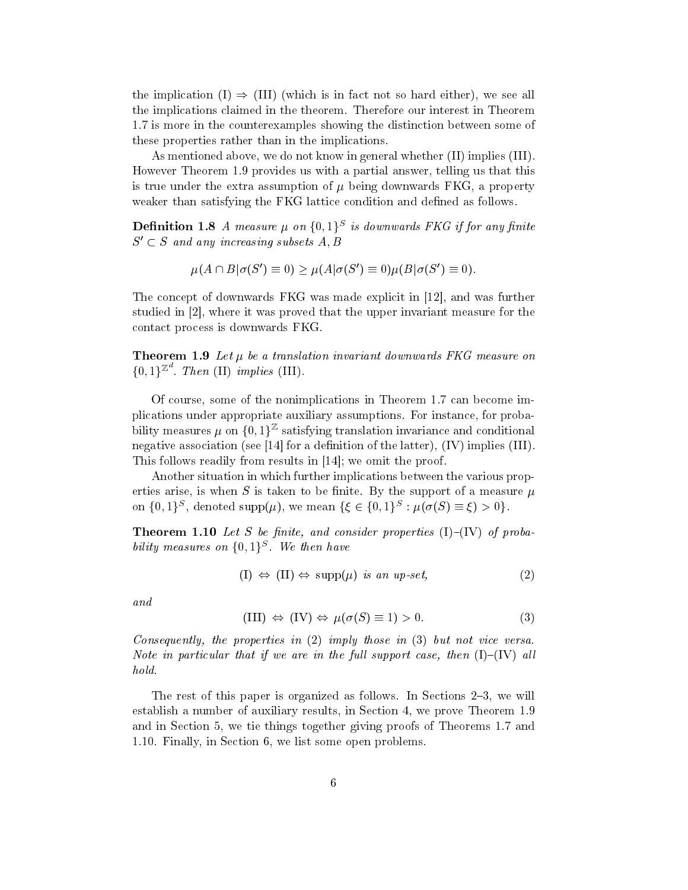the implication (I) $\Rightarrow$ (III) (which is in fact not so hard either), we see all the implications claimed in the theorem. Therefore our interest in Theorem 1.7 is more in the counterexamples showing the distinction between some of these properties rather than in the implications.

As mentioned above, we do not know in general whether (II) implies (III). However Theorem 1.9 provides us with a partial answer, telling us that this is true under the extra assumption of $\mu$ being downwards FKG, a property weaker than satisfying the FKG lattice condition and defined as follows.

**Definition 1.8** *A measure $\mu$ on $\{0,1\}^S$ is downwards FKG if for any finite $S' \subset S$ and any increasing subsets $A, B$*

$$\mu(A \cap B | \sigma(S') \equiv 0) \geq \mu(A | \sigma(S') \equiv 0)\mu(B | \sigma(S') \equiv 0).$$

The concept of downwards FKG was made explicit in [12], and was further studied in [2], where it was proved that the upper invariant measure for the contact process is downwards FKG.

**Theorem 1.9** *Let $\mu$ be a translation invariant downwards FKG measure on $\{0,1\}^{\mathbb{Z}^d}$. Then* (II) *implies* (III).

Of course, some of the nonimplications in Theorem 1.7 can become implications under appropriate auxiliary assumptions. For instance, for probability measures $\mu$ on $\{0,1\}^{\mathbb{Z}}$ satisfying translation invariance and conditional negative association (see [14] for a definition of the latter), (IV) implies (III). This follows readily from results in [14]; we omit the proof.

Another situation in which further implications between the various properties arise, is when $S$ is taken to be finite. By the support of a measure $\mu$ on $\{0,1\}^S$, denoted $\mathrm{supp}(\mu)$, we mean $\{\xi \in \{0,1\}^S : \mu(\sigma(S) \equiv \xi) > 0\}$.

**Theorem 1.10** *Let $S$ be finite, and consider properties* (I)*–*(IV) *of probability measures on $\{0,1\}^S$. We then have*

$$\text{(I)} \Leftrightarrow \text{(II)} \Leftrightarrow \mathrm{supp}(\mu) \text{ is an up-set,} \tag{2}$$

*and*

$$\text{(III)} \Leftrightarrow \text{(IV)} \Leftrightarrow \mu(\sigma(S) \equiv 1) > 0. \tag{3}$$

*Consequently, the properties in* (2) *imply those in* (3) *but not vice versa. Note in particular that if we are in the full support case, then* (I)*–*(IV) *all hold.*

The rest of this paper is organized as follows. In Sections 2–3, we will establish a number of auxiliary results, in Section 4, we prove Theorem 1.9 and in Section 5, we tie things together giving proofs of Theorems 1.7 and 1.10. Finally, in Section 6, we list some open problems.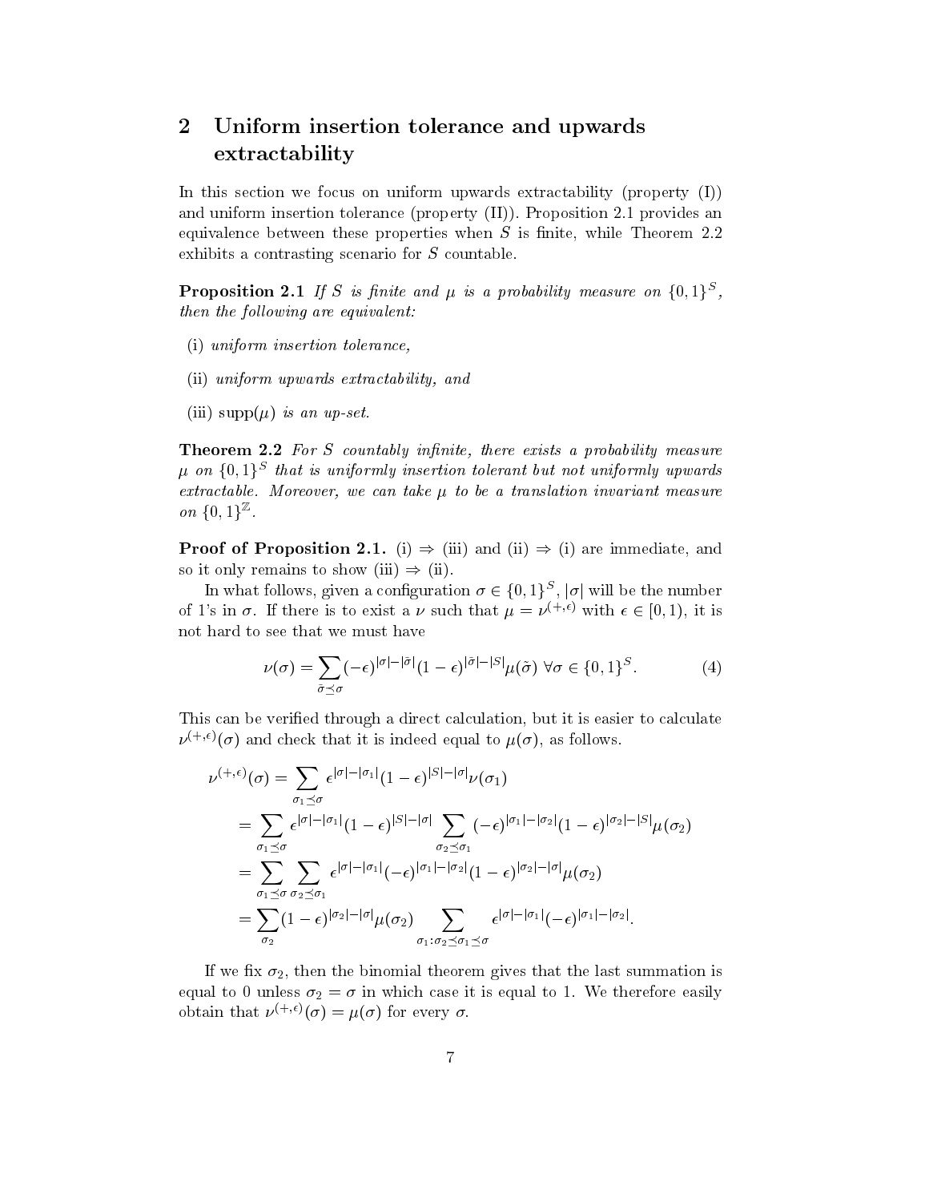## 2 Uniform insertion tolerance and upwards extractability

In this section we focus on uniform upwards extractability (property (I)) and uniform insertion tolerance (property (II)). Proposition 2.1 provides an equivalence between these properties when $S$ is finite, while Theorem 2.2 exhibits a contrasting scenario for $S$ countable.

**Proposition 2.1** *If $S$ is finite and $\mu$ is a probability measure on $\{0,1\}^S$, then the following are equivalent:*

- (i) *uniform insertion tolerance,*
- (ii) *uniform upwards extractability, and*
- (iii) *$\mathrm{supp}(\mu)$ is an up-set.*

**Theorem 2.2** *For $S$ countably infinite, there exists a probability measure $\mu$ on $\{0,1\}^S$ that is uniformly insertion tolerant but not uniformly upwards extractable. Moreover, we can take $\mu$ to be a translation invariant measure on $\{0,1\}^{\mathbb{Z}}$.*

**Proof of Proposition 2.1.** (i) $\Rightarrow$ (iii) and (ii) $\Rightarrow$ (i) are immediate, and so it only remains to show (iii) $\Rightarrow$ (ii).

In what follows, given a configuration $\sigma \in \{0,1\}^S$, $|\sigma|$ will be the number of 1's in $\sigma$. If there is to exist a $\nu$ such that $\mu = \nu^{(+,\epsilon)}$ with $\epsilon \in [0,1)$, it is not hard to see that we must have

$$\nu(\sigma) = \sum_{\tilde{\sigma} \preceq \sigma} (-\epsilon)^{|\sigma|-|\tilde{\sigma}|}(1-\epsilon)^{|\tilde{\sigma}|-|S|}\mu(\tilde{\sigma}) \ \forall \sigma \in \{0,1\}^S. \tag{4}$$

This can be verified through a direct calculation, but it is easier to calculate $\nu^{(+,\epsilon)}(\sigma)$ and check that it is indeed equal to $\mu(\sigma)$, as follows.

$$\begin{aligned}
\nu^{(+,\epsilon)}(\sigma) &= \sum_{\sigma_1 \preceq \sigma} \epsilon^{|\sigma|-|\sigma_1|}(1-\epsilon)^{|S|-|\sigma|}\nu(\sigma_1) \\
&= \sum_{\sigma_1 \preceq \sigma} \epsilon^{|\sigma|-|\sigma_1|}(1-\epsilon)^{|S|-|\sigma|} \sum_{\sigma_2 \preceq \sigma_1} (-\epsilon)^{|\sigma_1|-|\sigma_2|}(1-\epsilon)^{|\sigma_2|-|S|}\mu(\sigma_2) \\
&= \sum_{\sigma_1 \preceq \sigma} \sum_{\sigma_2 \preceq \sigma_1} \epsilon^{|\sigma|-|\sigma_1|}(-\epsilon)^{|\sigma_1|-|\sigma_2|}(1-\epsilon)^{|\sigma_2|-|\sigma|}\mu(\sigma_2) \\
&= \sum_{\sigma_2} (1-\epsilon)^{|\sigma_2|-|\sigma|}\mu(\sigma_2) \sum_{\sigma_1 : \sigma_2 \preceq \sigma_1 \preceq \sigma} \epsilon^{|\sigma|-|\sigma_1|}(-\epsilon)^{|\sigma_1|-|\sigma_2|}.
\end{aligned}$$

If we fix $\sigma_2$, then the binomial theorem gives that the last summation is equal to 0 unless $\sigma_2 = \sigma$ in which case it is equal to 1. We therefore easily obtain that $\nu^{(+,\epsilon)}(\sigma) = \mu(\sigma)$ for every $\sigma$.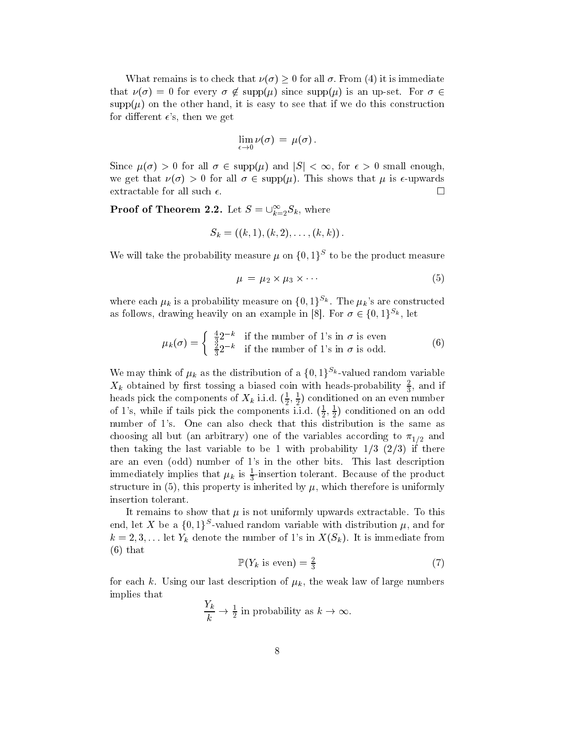What remains is to check that $\nu(\sigma) \geq 0$ for all $\sigma$. From (4) it is immediate that $\nu(\sigma) = 0$ for every $\sigma \notin \mathrm{supp}(\mu)$ since $\mathrm{supp}(\mu)$ is an up-set. For $\sigma \in \mathrm{supp}(\mu)$ on the other hand, it is easy to see that if we do this construction for different $\epsilon$'s, then we get

$$\lim_{\epsilon \to 0} \nu(\sigma) = \mu(\sigma).$$

Since $\mu(\sigma) > 0$ for all $\sigma \in \mathrm{supp}(\mu)$ and $|S| < \infty$, for $\epsilon > 0$ small enough, we get that $\nu(\sigma) > 0$ for all $\sigma \in \mathrm{supp}(\mu)$. This shows that $\mu$ is $\epsilon$-upwards extractable for all such $\epsilon$. □

**Proof of Theorem 2.2.** Let $S = \cup_{k=2}^{\infty} S_k$, where

$$S_k = ((k,1), (k,2), \ldots, (k,k)).$$

We will take the probability measure $\mu$ on $\{0,1\}^S$ to be the product measure

$$\mu = \mu_2 \times \mu_3 \times \cdots \tag{5}$$

where each $\mu_k$ is a probability measure on $\{0,1\}^{S_k}$. The $\mu_k$'s are constructed as follows, drawing heavily on an example in [8]. For $\sigma \in \{0,1\}^{S_k}$, let

$$\mu_k(\sigma) = \begin{cases} \frac{4}{3} 2^{-k} & \text{if the number of 1's in } \sigma \text{ is even} \\ \frac{2}{3} 2^{-k} & \text{if the number of 1's in } \sigma \text{ is odd.} \end{cases} \tag{6}$$

We may think of $\mu_k$ as the distribution of a $\{0,1\}^{S_k}$-valued random variable $X_k$ obtained by first tossing a biased coin with heads-probability $\frac{2}{3}$, and if heads pick the components of $X_k$ i.i.d. $(\frac{1}{2}, \frac{1}{2})$ conditioned on an even number of 1's, while if tails pick the components i.i.d. $(\frac{1}{2}, \frac{1}{2})$ conditioned on an odd number of 1's. One can also check that this distribution is the same as choosing all but (an arbitrary) one of the variables according to $\pi_{1/2}$ and then taking the last variable to be 1 with probability $1/3$ $(2/3)$ if there are an even (odd) number of 1's in the other bits. This last description immediately implies that $\mu_k$ is $\frac{1}{3}$-insertion tolerant. Because of the product structure in (5), this property is inherited by $\mu$, which therefore is uniformly insertion tolerant.

It remains to show that $\mu$ is not uniformly upwards extractable. To this end, let $X$ be a $\{0,1\}^S$-valued random variable with distribution $\mu$, and for $k = 2, 3, \ldots$ let $Y_k$ denote the number of 1's in $X(S_k)$. It is immediate from (6) that

$$\mathbb{P}(Y_k \text{ is even}) = \tfrac{2}{3} \tag{7}$$

for each $k$. Using our last description of $\mu_k$, the weak law of large numbers implies that

$$\frac{Y_k}{k} \to \tfrac{1}{2} \text{ in probability as } k \to \infty.$$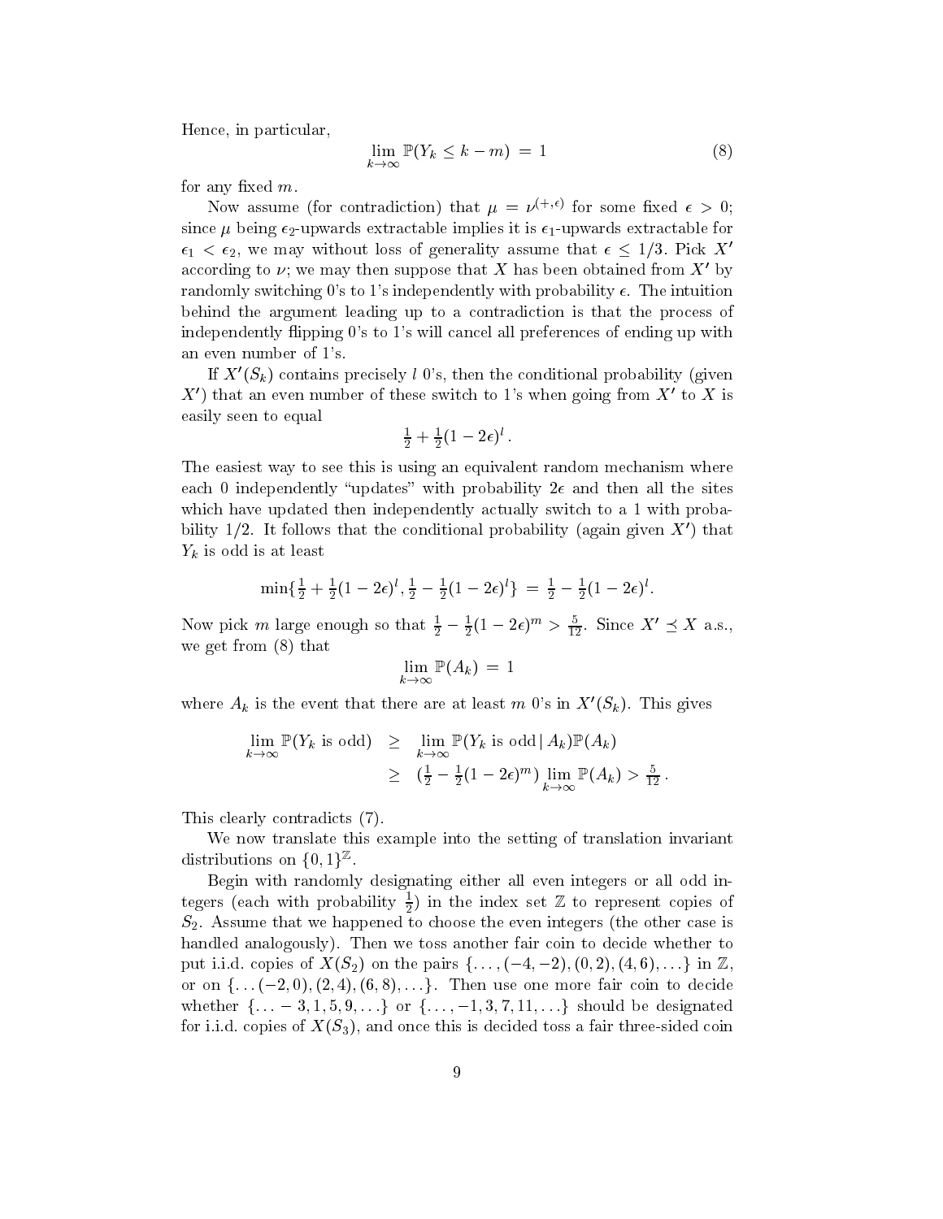Hence, in particular,

$$\lim_{k\to\infty} \mathbb{P}(Y_k \le k - m) \,=\, 1 \tag{8}$$

for any fixed $m$.

Now assume (for contradiction) that $\mu = \nu^{(+,\epsilon)}$ for some fixed $\epsilon > 0$; since $\mu$ being $\epsilon_2$-upwards extractable implies it is $\epsilon_1$-upwards extractable for $\epsilon_1 < \epsilon_2$, we may without loss of generality assume that $\epsilon \le 1/3$. Pick $X'$ according to $\nu$; we may then suppose that $X$ has been obtained from $X'$ by randomly switching 0's to 1's independently with probability $\epsilon$. The intuition behind the argument leading up to a contradiction is that the process of independently flipping 0's to 1's will cancel all preferences of ending up with an even number of 1's.

If $X'(S_k)$ contains precisely $l$ 0's, then the conditional probability (given $X'$) that an even number of these switch to 1's when going from $X'$ to $X$ is easily seen to equal

$$\tfrac{1}{2} + \tfrac{1}{2}(1-2\epsilon)^l\,.$$

The easiest way to see this is using an equivalent random mechanism where each 0 independently "updates" with probability $2\epsilon$ and then all the sites which have updated then independently actually switch to a 1 with probability $1/2$. It follows that the conditional probability (again given $X'$) that $Y_k$ is odd is at least

$$\min\{\tfrac{1}{2} + \tfrac{1}{2}(1-2\epsilon)^l, \tfrac{1}{2} - \tfrac{1}{2}(1-2\epsilon)^l\} \,=\, \tfrac{1}{2} - \tfrac{1}{2}(1-2\epsilon)^l.$$

Now pick $m$ large enough so that $\frac{1}{2} - \frac{1}{2}(1-2\epsilon)^m > \frac{5}{12}$. Since $X' \preceq X$ a.s., we get from (8) that

$$\lim_{k\to\infty} \mathbb{P}(A_k) \,=\, 1$$

where $A_k$ is the event that there are at least $m$ 0's in $X'(S_k)$. This gives

$$\begin{aligned}
\lim_{k\to\infty} \mathbb{P}(Y_k \text{ is odd}) &\ge \lim_{k\to\infty} \mathbb{P}(Y_k \text{ is odd} \,|\, A_k)\mathbb{P}(A_k) \\
&\ge (\tfrac{1}{2} - \tfrac{1}{2}(1-2\epsilon)^m) \lim_{k\to\infty} \mathbb{P}(A_k) > \tfrac{5}{12}\,.
\end{aligned}$$

This clearly contradicts (7).

We now translate this example into the setting of translation invariant distributions on $\{0,1\}^{\mathbb{Z}}$.

Begin with randomly designating either all even integers or all odd integers (each with probability $\frac{1}{2}$) in the index set $\mathbb{Z}$ to represent copies of $S_2$. Assume that we happened to choose the even integers (the other case is handled analogously). Then we toss another fair coin to decide whether to put i.i.d. copies of $X(S_2)$ on the pairs $\{\ldots,(-4,-2),(0,2),(4,6),\ldots\}$ in $\mathbb{Z}$, or on $\{\ldots(-2,0),(2,4),(6,8),\ldots\}$. Then use one more fair coin to decide whether $\{\ldots-3,1,5,9,\ldots\}$ or $\{\ldots,-1,3,7,11,\ldots\}$ should be designated for i.i.d. copies of $X(S_3)$, and once this is decided toss a fair three-sided coin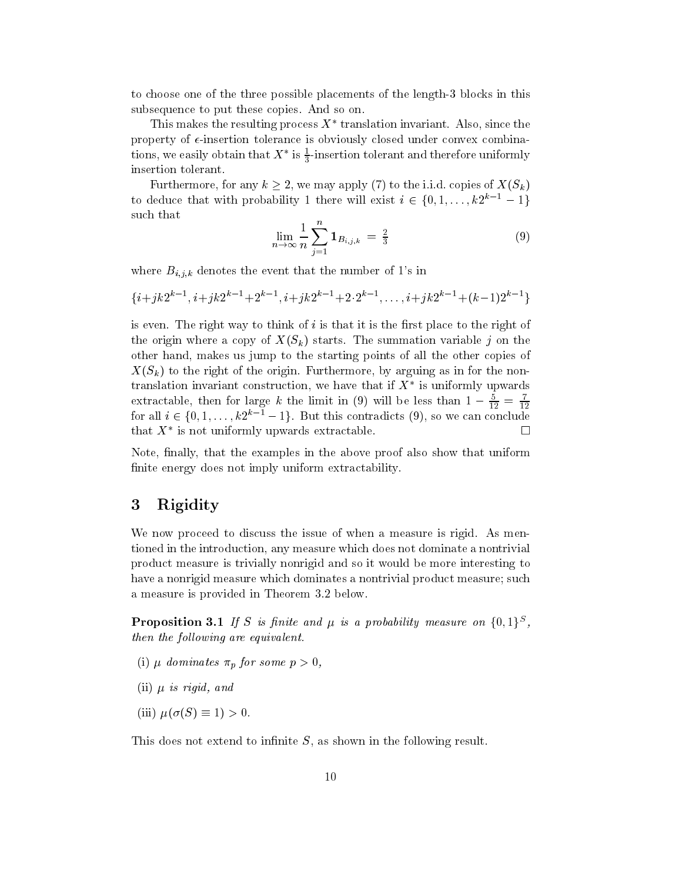to choose one of the three possible placements of the length-3 blocks in this subsequence to put these copies. And so on.

This makes the resulting process $X^*$ translation invariant. Also, since the property of $\epsilon$-insertion tolerance is obviously closed under convex combinations, we easily obtain that $X^*$ is $\frac{1}{3}$-insertion tolerant and therefore uniformly insertion tolerant.

Furthermore, for any $k \geq 2$, we may apply (7) to the i.i.d. copies of $X(S_k)$ to deduce that with probability 1 there will exist $i \in \{0, 1, \ldots, k2^{k-1} - 1\}$ such that

$$\lim_{n\to\infty} \frac{1}{n} \sum_{j=1}^{n} \mathbf{1}_{B_{i,j,k}} = \tfrac{2}{3} \tag{9}$$

where $B_{i,j,k}$ denotes the event that the number of 1's in

$$\{i+jk2^{k-1}, i+jk2^{k-1}+2^{k-1}, i+jk2^{k-1}+2\cdot 2^{k-1}, \ldots, i+jk2^{k-1}+(k-1)2^{k-1}\}$$

is even. The right way to think of $i$ is that it is the first place to the right of the origin where a copy of $X(S_k)$ starts. The summation variable $j$ on the other hand, makes us jump to the starting points of all the other copies of $X(S_k)$ to the right of the origin. Furthermore, by arguing as in for the non-translation invariant construction, we have that if $X^*$ is uniformly upwards extractable, then for large $k$ the limit in (9) will be less than $1 - \frac{5}{12} = \frac{7}{12}$ for all $i \in \{0, 1, \ldots, k2^{k-1} - 1\}$. But this contradicts (9), so we can conclude that $X^*$ is not uniformly upwards extractable. $\square$

Note, finally, that the examples in the above proof also show that uniform finite energy does not imply uniform extractability.

## 3 Rigidity

We now proceed to discuss the issue of when a measure is rigid. As mentioned in the introduction, any measure which does not dominate a nontrivial product measure is trivially nonrigid and so it would be more interesting to have a nonrigid measure which dominates a nontrivial product measure; such a measure is provided in Theorem 3.2 below.

**Proposition 3.1** *If $S$ is finite and $\mu$ is a probability measure on $\{0, 1\}^S$, then the following are equivalent.*

(i) *$\mu$ dominates $\pi_p$ for some $p > 0$,*

(ii) *$\mu$ is rigid, and*

(iii) *$\mu(\sigma(S) \equiv 1) > 0$.*

This does not extend to infinite $S$, as shown in the following result.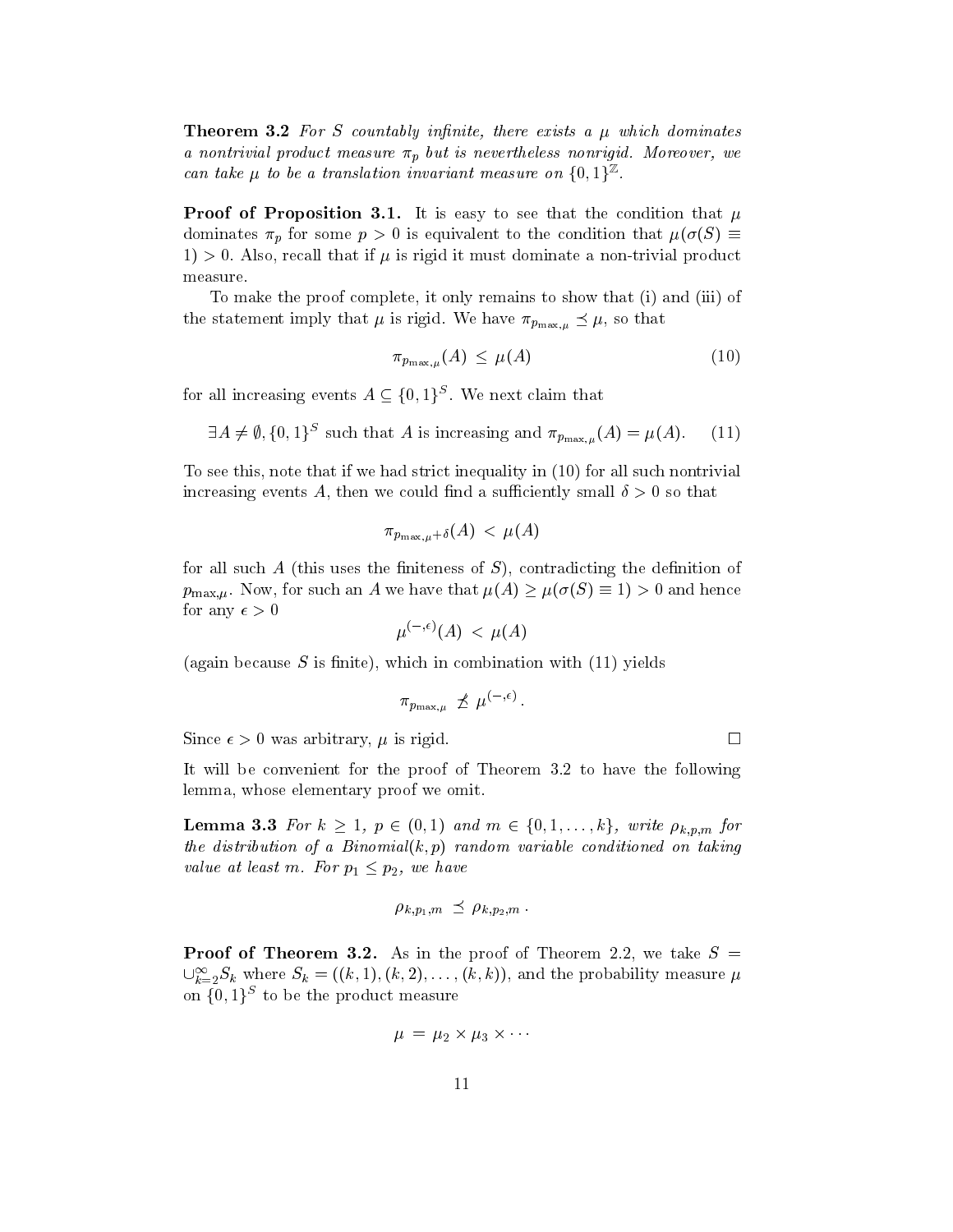**Theorem 3.2** *For $S$ countably infinite, there exists a $\mu$ which dominates a nontrivial product measure $\pi_p$ but is nevertheless nonrigid. Moreover, we can take $\mu$ to be a translation invariant measure on $\{0,1\}^{\mathbb{Z}}$.*

**Proof of Proposition 3.1.** It is easy to see that the condition that $\mu$ dominates $\pi_p$ for some $p > 0$ is equivalent to the condition that $\mu(\sigma(S) \equiv 1) > 0$. Also, recall that if $\mu$ is rigid it must dominate a non-trivial product measure.

To make the proof complete, it only remains to show that (i) and (iii) of the statement imply that $\mu$ is rigid. We have $\pi_{p_{\max,\mu}} \preceq \mu$, so that

$$\pi_{p_{\max,\mu}}(A) \leq \mu(A) \tag{10}$$

for all increasing events $A \subseteq \{0,1\}^S$. We next claim that

$$\exists A \neq \emptyset, \{0,1\}^S \text{ such that } A \text{ is increasing and } \pi_{p_{\max,\mu}}(A) = \mu(A). \tag{11}$$

To see this, note that if we had strict inequality in (10) for all such nontrivial increasing events $A$, then we could find a sufficiently small $\delta > 0$ so that

$$\pi_{p_{\max,\mu}+\delta}(A) < \mu(A)$$

for all such $A$ (this uses the finiteness of $S$), contradicting the definition of $p_{\max,\mu}$. Now, for such an $A$ we have that $\mu(A) \geq \mu(\sigma(S) \equiv 1) > 0$ and hence for any $\epsilon > 0$

$$\mu^{(-,\epsilon)}(A) < \mu(A)$$

(again because $S$ is finite), which in combination with (11) yields

$$\pi_{p_{\max,\mu}} \not\preceq \mu^{(-,\epsilon)}.$$

Since $\epsilon > 0$ was arbitrary, $\mu$ is rigid. $\square$

It will be convenient for the proof of Theorem 3.2 to have the following lemma, whose elementary proof we omit.

**Lemma 3.3** *For $k \geq 1$, $p \in (0,1)$ and $m \in \{0,1,\ldots,k\}$, write $\rho_{k,p,m}$ for the distribution of a Binomial$(k,p)$ random variable conditioned on taking value at least $m$. For $p_1 \leq p_2$, we have*

$$\rho_{k,p_1,m} \preceq \rho_{k,p_2,m}.$$

**Proof of Theorem 3.2.** As in the proof of Theorem 2.2, we take $S = \cup_{k=2}^{\infty} S_k$ where $S_k = ((k,1),(k,2),\ldots,(k,k))$, and the probability measure $\mu$ on $\{0,1\}^S$ to be the product measure

$$\mu = \mu_2 \times \mu_3 \times \cdots$$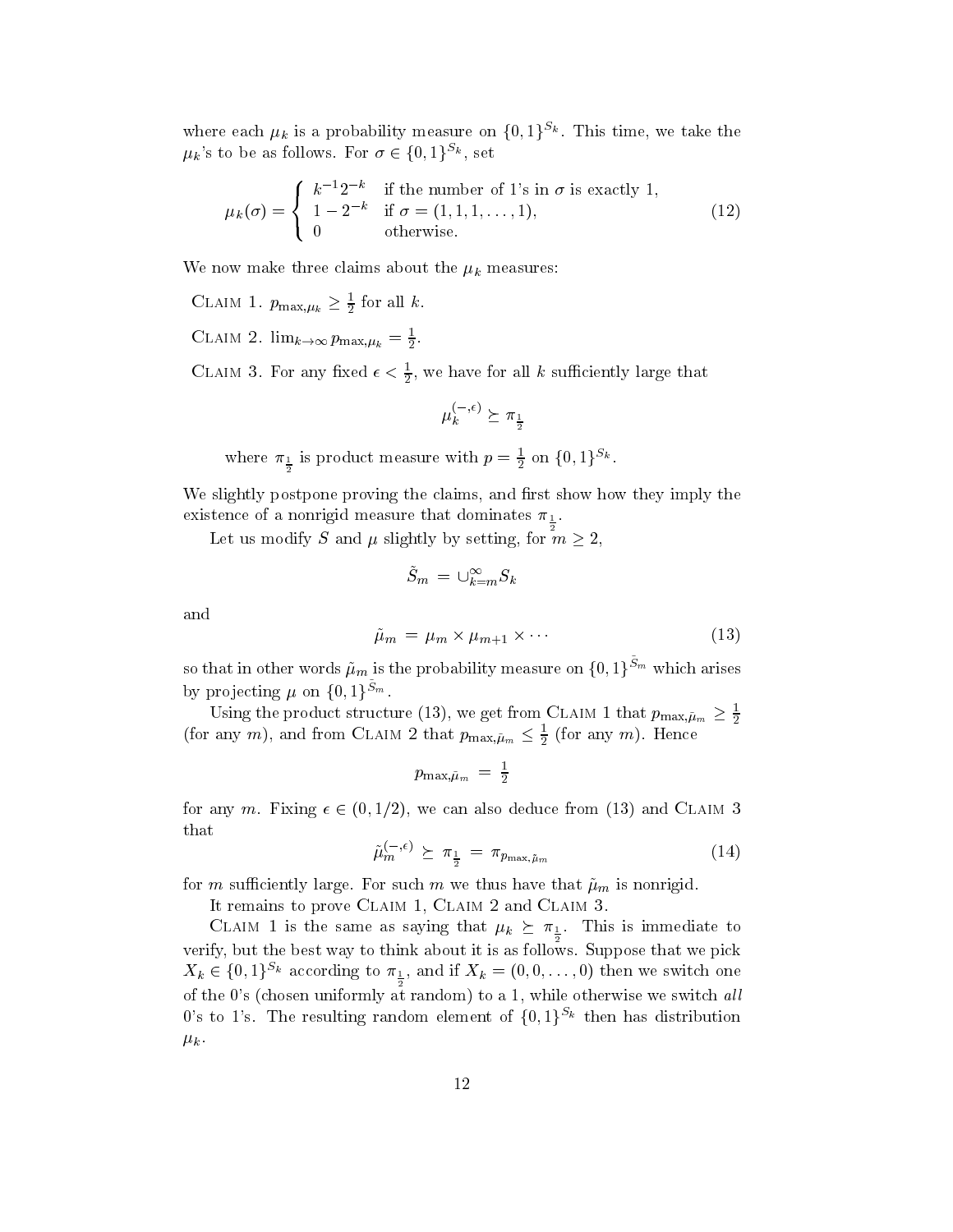where each $\mu_k$ is a probability measure on $\{0,1\}^{S_k}$. This time, we take the $\mu_k$'s to be as follows. For $\sigma \in \{0,1\}^{S_k}$, set

$$\mu_k(\sigma) = \begin{cases} k^{-1}2^{-k} & \text{if the number of 1's in } \sigma \text{ is exactly 1,} \\ 1 - 2^{-k} & \text{if } \sigma = (1,1,1,\ldots,1), \\ 0 & \text{otherwise.} \end{cases} \tag{12}$$

We now make three claims about the $\mu_k$ measures:

Claim 1. $p_{\max,\mu_k} \geq \frac{1}{2}$ for all $k$.

Claim 2. $\lim_{k\to\infty} p_{\max,\mu_k} = \frac{1}{2}$.

Claim 3. For any fixed $\epsilon < \frac{1}{2}$, we have for all $k$ sufficiently large that

$$\mu_k^{(-,\epsilon)} \succeq \pi_{\frac{1}{2}}$$

where $\pi_{\frac{1}{2}}$ is product measure with $p = \frac{1}{2}$ on $\{0,1\}^{S_k}$.

We slightly postpone proving the claims, and first show how they imply the existence of a nonrigid measure that dominates $\pi_{\frac{1}{2}}$.

Let us modify $S$ and $\mu$ slightly by setting, for $m \geq 2$,

$$\tilde{S}_m = \cup_{k=m}^{\infty} S_k$$

and

$$\tilde{\mu}_m = \mu_m \times \mu_{m+1} \times \cdots \tag{13}$$

so that in other words $\tilde{\mu}_m$ is the probability measure on $\{0,1\}^{\tilde{S}_m}$ which arises by projecting $\mu$ on $\{0,1\}^{\tilde{S}_m}$.

Using the product structure (13), we get from Claim 1 that $p_{\max,\tilde{\mu}_m} \geq \frac{1}{2}$ (for any $m$), and from Claim 2 that $p_{\max,\tilde{\mu}_m} \leq \frac{1}{2}$ (for any $m$). Hence

$$p_{\max,\tilde{\mu}_m} = \tfrac{1}{2}$$

for any $m$. Fixing $\epsilon \in (0, 1/2)$, we can also deduce from (13) and Claim 3 that

$$\tilde{\mu}_m^{(-,\epsilon)} \succeq \pi_{\frac{1}{2}} = \pi_{p_{\max,\tilde{\mu}_m}} \tag{14}$$

for $m$ sufficiently large. For such $m$ we thus have that $\tilde{\mu}_m$ is nonrigid.

It remains to prove Claim 1, Claim 2 and Claim 3.

Claim 1 is the same as saying that $\mu_k \succeq \pi_{\frac{1}{2}}$. This is immediate to verify, but the best way to think about it is as follows. Suppose that we pick $X_k \in \{0,1\}^{S_k}$ according to $\pi_{\frac{1}{2}}$, and if $X_k = (0,0,\ldots,0)$ then we switch one of the 0's (chosen uniformly at random) to a 1, while otherwise we switch *all* 0's to 1's. The resulting random element of $\{0,1\}^{S_k}$ then has distribution $\mu_k$.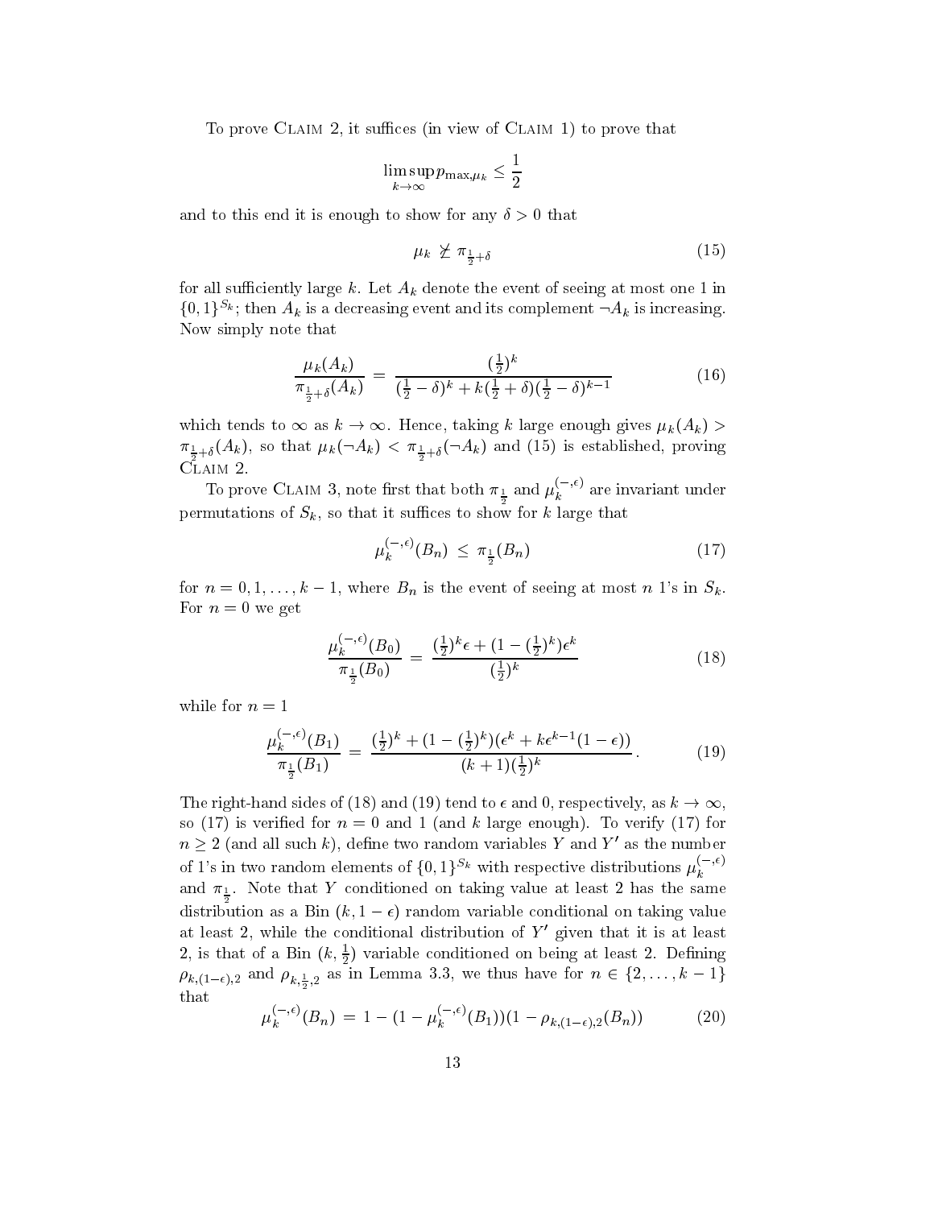To prove Claim 2, it suffices (in view of Claim 1) to prove that

$$\limsup_{k\to\infty} p_{\max,\mu_k} \leq \frac{1}{2}$$

and to this end it is enough to show for any $\delta > 0$ that

$$\mu_k \not\succeq \pi_{\frac{1}{2}+\delta} \tag{15}$$

for all sufficiently large $k$. Let $A_k$ denote the event of seeing at most one 1 in $\{0,1\}^{S_k}$; then $A_k$ is a decreasing event and its complement $\neg A_k$ is increasing. Now simply note that

$$\frac{\mu_k(A_k)}{\pi_{\frac{1}{2}+\delta}(A_k)} = \frac{(\frac{1}{2})^k}{(\frac{1}{2}-\delta)^k + k(\frac{1}{2}+\delta)(\frac{1}{2}-\delta)^{k-1}} \tag{16}$$

which tends to $\infty$ as $k \to \infty$. Hence, taking $k$ large enough gives $\mu_k(A_k) > \pi_{\frac{1}{2}+\delta}(A_k)$, so that $\mu_k(\neg A_k) < \pi_{\frac{1}{2}+\delta}(\neg A_k)$ and (15) is established, proving Claim 2.

To prove Claim 3, note first that both $\pi_{\frac{1}{2}}$ and $\mu_k^{(-,\epsilon)}$ are invariant under permutations of $S_k$, so that it suffices to show for $k$ large that

$$\mu_k^{(-,\epsilon)}(B_n) \leq \pi_{\frac{1}{2}}(B_n) \tag{17}$$

for $n = 0, 1, \ldots, k-1$, where $B_n$ is the event of seeing at most $n$ 1's in $S_k$. For $n = 0$ we get

$$\frac{\mu_k^{(-,\epsilon)}(B_0)}{\pi_{\frac{1}{2}}(B_0)} = \frac{(\frac{1}{2})^k\epsilon + (1-(\frac{1}{2})^k)\epsilon^k}{(\frac{1}{2})^k} \tag{18}$$

while for $n = 1$

$$\frac{\mu_k^{(-,\epsilon)}(B_1)}{\pi_{\frac{1}{2}}(B_1)} = \frac{(\frac{1}{2})^k + (1-(\frac{1}{2})^k)(\epsilon^k + k\epsilon^{k-1}(1-\epsilon))}{(k+1)(\frac{1}{2})^k}. \tag{19}$$

The right-hand sides of (18) and (19) tend to $\epsilon$ and 0, respectively, as $k \to \infty$, so (17) is verified for $n = 0$ and 1 (and $k$ large enough). To verify (17) for $n \geq 2$ (and all such $k$), define two random variables $Y$ and $Y'$ as the number of 1's in two random elements of $\{0,1\}^{S_k}$ with respective distributions $\mu_k^{(-,\epsilon)}$ and $\pi_{\frac{1}{2}}$. Note that $Y$ conditioned on taking value at least 2 has the same distribution as a Bin $(k, 1-\epsilon)$ random variable conditional on taking value at least 2, while the conditional distribution of $Y'$ given that it is at least 2, is that of a Bin $(k, \frac{1}{2})$ variable conditioned on being at least 2. Defining $\rho_{k,(1-\epsilon),2}$ and $\rho_{k,\frac{1}{2},2}$ as in Lemma 3.3, we thus have for $n \in \{2, \ldots, k-1\}$ that

$$\mu_k^{(-,\epsilon)}(B_n) = 1 - (1-\mu_k^{(-,\epsilon)}(B_1))(1-\rho_{k,(1-\epsilon),2}(B_n)) \tag{20}$$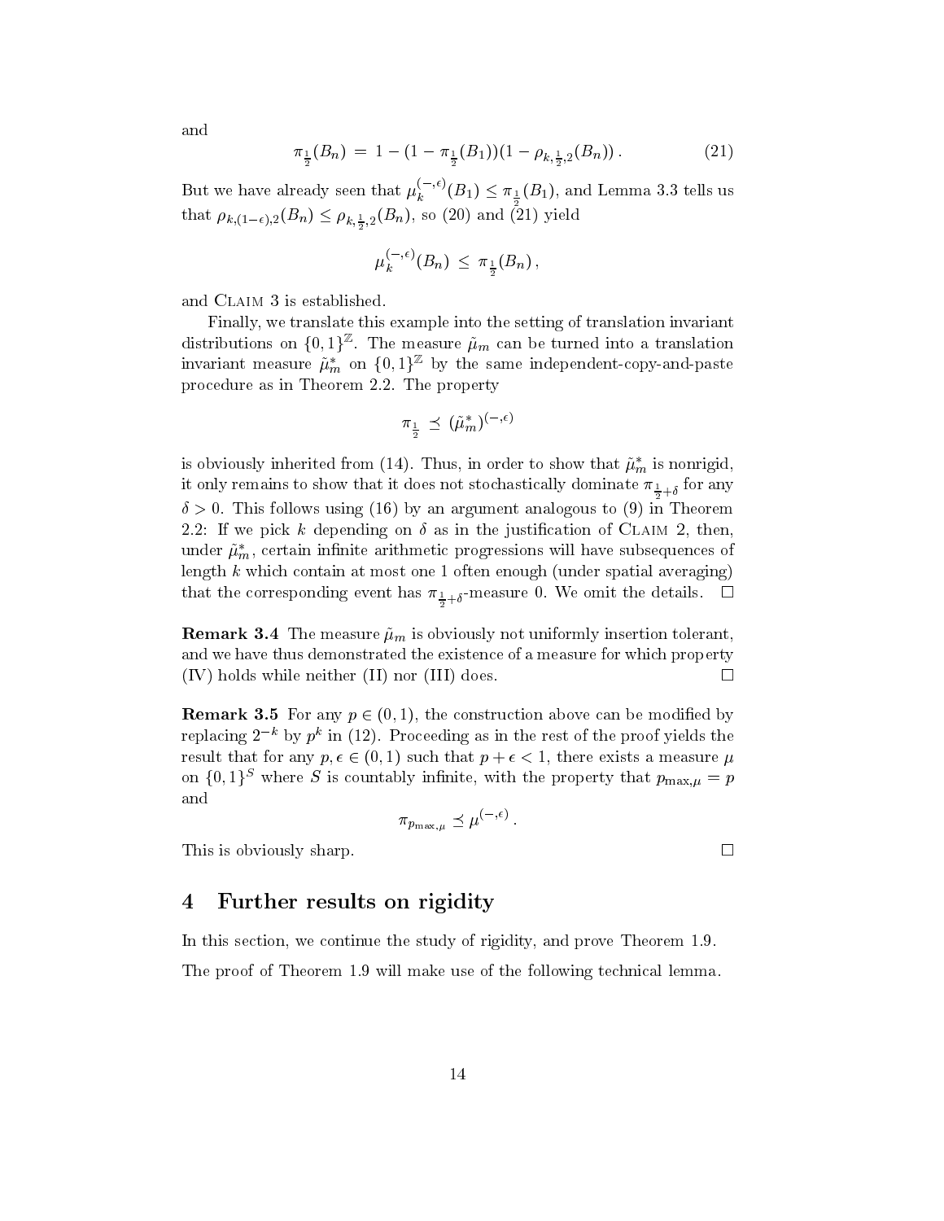and

$$\pi_{\frac{1}{2}}(B_n) \;=\; 1-(1-\pi_{\frac{1}{2}}(B_1))(1-\rho_{k,\frac{1}{2},2}(B_n))\,. \tag{21}$$

But we have already seen that $\mu_k^{(-,\epsilon)}(B_1) \leq \pi_{\frac{1}{2}}(B_1)$, and Lemma 3.3 tells us that $\rho_{k,(1-\epsilon),2}(B_n) \leq \rho_{k,\frac{1}{2},2}(B_n)$, so (20) and (21) yield

$$\mu_k^{(-,\epsilon)}(B_n) \;\leq\; \pi_{\frac{1}{2}}(B_n)\,,$$

and Claim 3 is established.

Finally, we translate this example into the setting of translation invariant distributions on $\{0,1\}^{\mathbb{Z}}$. The measure $\tilde{\mu}_m$ can be turned into a translation invariant measure $\tilde{\mu}_m^*$ on $\{0,1\}^{\mathbb{Z}}$ by the same independent-copy-and-paste procedure as in Theorem 2.2. The property

$$\pi_{\frac{1}{2}} \;\preceq\; (\tilde{\mu}_m^*)^{(-,\epsilon)}$$

is obviously inherited from (14). Thus, in order to show that $\tilde{\mu}_m^*$ is nonrigid, it only remains to show that it does not stochastically dominate $\pi_{\frac{1}{2}+\delta}$ for any $\delta > 0$. This follows using (16) by an argument analogous to (9) in Theorem 2.2: If we pick $k$ depending on $\delta$ as in the justification of Claim 2, then, under $\tilde{\mu}_m^*$, certain infinite arithmetic progressions will have subsequences of length $k$ which contain at most one 1 often enough (under spatial averaging) that the corresponding event has $\pi_{\frac{1}{2}+\delta}$-measure 0. We omit the details. □

**Remark 3.4** The measure $\tilde{\mu}_m$ is obviously not uniformly insertion tolerant, and we have thus demonstrated the existence of a measure for which property (IV) holds while neither (II) nor (III) does. □

**Remark 3.5** For any $p \in (0,1)$, the construction above can be modified by replacing $2^{-k}$ by $p^k$ in (12). Proceeding as in the rest of the proof yields the result that for any $p, \epsilon \in (0,1)$ such that $p+\epsilon < 1$, there exists a measure $\mu$ on $\{0,1\}^S$ where $S$ is countably infinite, with the property that $p_{\max,\mu} = p$ and

$$\pi_{p_{\max,\mu}} \preceq \mu^{(-,\epsilon)}\,.$$

This is obviously sharp. □

## 4 Further results on rigidity

In this section, we continue the study of rigidity, and prove Theorem 1.9.

The proof of Theorem 1.9 will make use of the following technical lemma.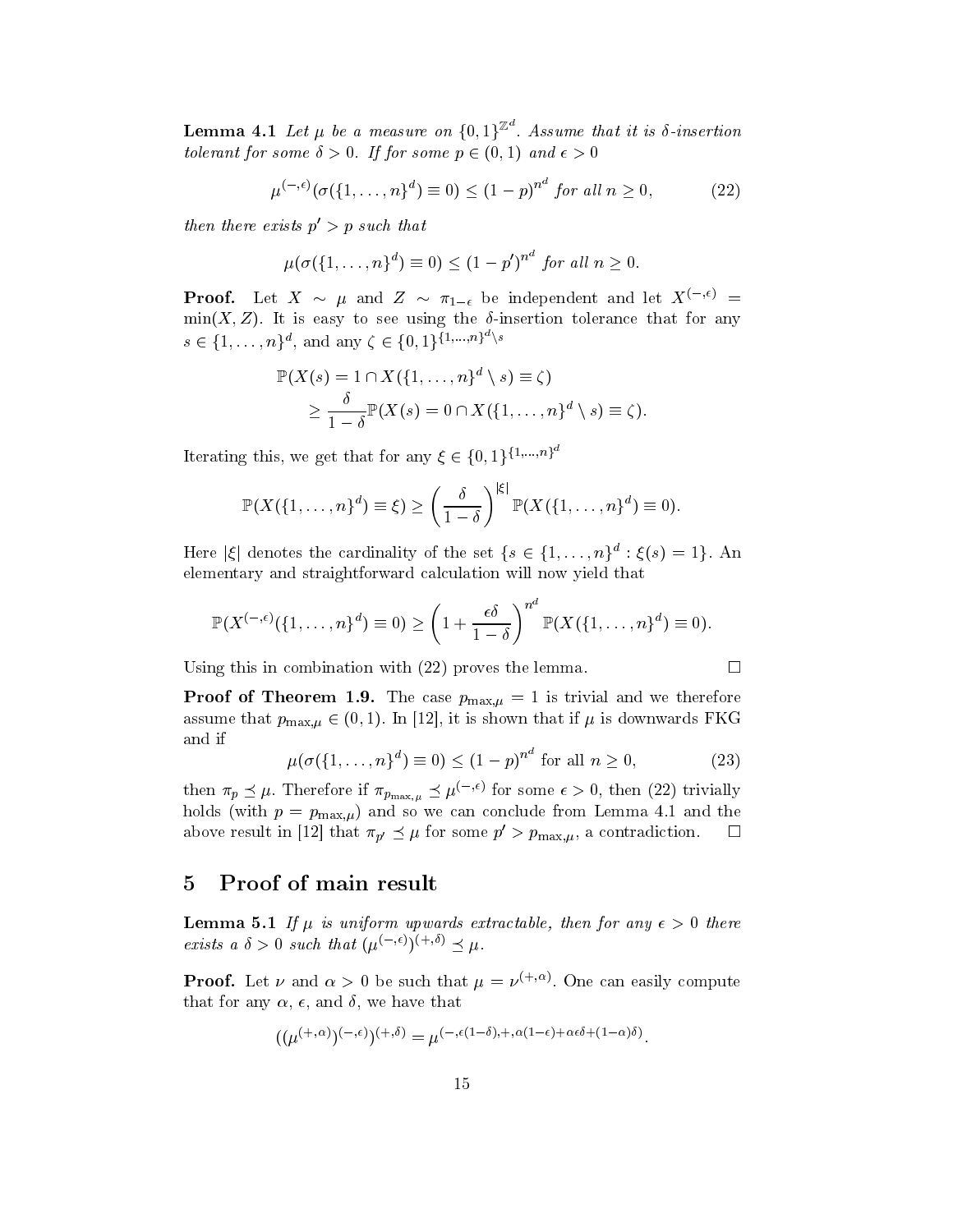**Lemma 4.1** *Let $\mu$ be a measure on $\{0,1\}^{\mathbb{Z}^d}$. Assume that it is $\delta$-insertion tolerant for some $\delta > 0$. If for some $p \in (0,1)$ and $\epsilon > 0$*

$$\mu^{(-,\epsilon)}(\sigma(\{1,\ldots,n\}^d) \equiv 0) \leq (1-p)^{n^d} \text{ for all } n \geq 0, \tag{22}$$

*then there exists $p' > p$ such that*

$$\mu(\sigma(\{1,\ldots,n\}^d) \equiv 0) \leq (1-p')^{n^d} \text{ for all } n \geq 0.$$

**Proof.** Let $X \sim \mu$ and $Z \sim \pi_{1-\epsilon}$ be independent and let $X^{(-,\epsilon)} = \min(X, Z)$. It is easy to see using the $\delta$-insertion tolerance that for any $s \in \{1,\ldots,n\}^d$, and any $\zeta \in \{0,1\}^{\{1,\ldots,n\}^d \setminus s}$

$$\begin{aligned}
&\mathbb{P}(X(s) = 1 \cap X(\{1,\ldots,n\}^d \setminus s) \equiv \zeta) \\
&\quad \geq \frac{\delta}{1-\delta}\mathbb{P}(X(s) = 0 \cap X(\{1,\ldots,n\}^d \setminus s) \equiv \zeta).
\end{aligned}$$

Iterating this, we get that for any $\xi \in \{0,1\}^{\{1,\ldots,n\}^d}$

$$\mathbb{P}(X(\{1,\ldots,n\}^d) \equiv \xi) \geq \left(\frac{\delta}{1-\delta}\right)^{|\xi|} \mathbb{P}(X(\{1,\ldots,n\}^d) \equiv 0).$$

Here $|\xi|$ denotes the cardinality of the set $\{s \in \{1,\ldots,n\}^d : \xi(s) = 1\}$. An elementary and straightforward calculation will now yield that

$$\mathbb{P}(X^{(-,\epsilon)}(\{1,\ldots,n\}^d) \equiv 0) \geq \left(1 + \frac{\epsilon\delta}{1-\delta}\right)^{n^d} \mathbb{P}(X(\{1,\ldots,n\}^d) \equiv 0).$$

Using this in combination with (22) proves the lemma. $\square$

**Proof of Theorem 1.9.** The case $p_{\max,\mu} = 1$ is trivial and we therefore assume that $p_{\max,\mu} \in (0,1)$. In [12], it is shown that if $\mu$ is downwards FKG and if

$$\mu(\sigma(\{1,\ldots,n\}^d) \equiv 0) \leq (1-p)^{n^d} \text{ for all } n \geq 0, \tag{23}$$

then $\pi_p \preceq \mu$. Therefore if $\pi_{p_{\max,\mu}} \preceq \mu^{(-,\epsilon)}$ for some $\epsilon > 0$, then (22) trivially holds (with $p = p_{\max,\mu}$) and so we can conclude from Lemma 4.1 and the above result in [12] that $\pi_{p'} \preceq \mu$ for some $p' > p_{\max,\mu}$, a contradiction. $\square$

## 5 Proof of main result

**Lemma 5.1** *If $\mu$ is uniform upwards extractable, then for any $\epsilon > 0$ there exists a $\delta > 0$ such that $(\mu^{(-,\epsilon)})^{(+,\delta)} \preceq \mu$.*

**Proof.** Let $\nu$ and $\alpha > 0$ be such that $\mu = \nu^{(+,\alpha)}$. One can easily compute that for any $\alpha$, $\epsilon$, and $\delta$, we have that

$$((\mu^{(+,\alpha)})^{(-,\epsilon)})^{(+,\delta)} = \mu^{(-,\epsilon(1-\delta),+,\alpha(1-\epsilon)+\alpha\epsilon\delta+(1-\alpha)\delta)}.$$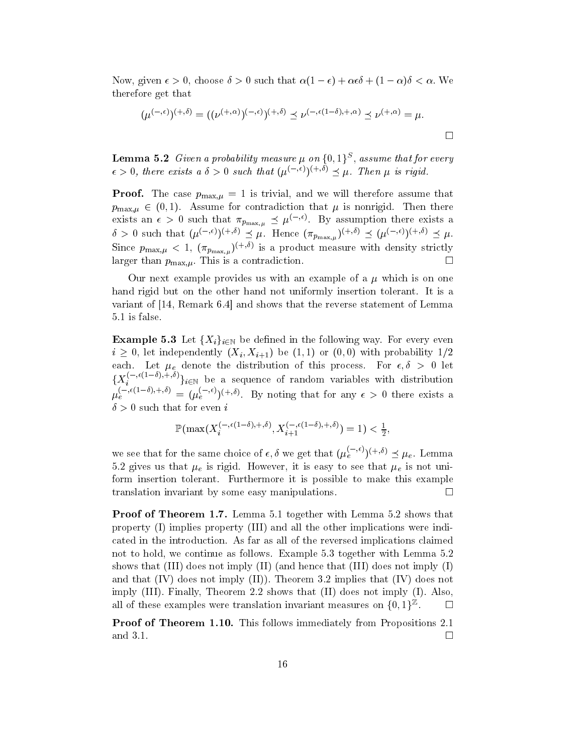Now, given $\epsilon > 0$, choose $\delta > 0$ such that $\alpha(1-\epsilon) + \alpha\epsilon\delta + (1-\alpha)\delta < \alpha$. We therefore get that

$$(\mu^{(-,\epsilon)})^{(+,\delta)} = ((\nu^{(+,\alpha)})^{(-,\epsilon)})^{(+,\delta)} \preceq \nu^{(-,\epsilon(1-\delta),+,\alpha)} \preceq \nu^{(+,\alpha)} = \mu.$$

□

**Lemma 5.2** *Given a probability measure $\mu$ on $\{0,1\}^S$, assume that for every $\epsilon > 0$, there exists a $\delta > 0$ such that $(\mu^{(-,\epsilon)})^{(+,\delta)} \preceq \mu$. Then $\mu$ is rigid.*

**Proof.** The case $p_{\max,\mu} = 1$ is trivial, and we will therefore assume that $p_{\max,\mu} \in (0,1)$. Assume for contradiction that $\mu$ is nonrigid. Then there exists an $\epsilon > 0$ such that $\pi_{p_{\max,\mu}} \preceq \mu^{(-,\epsilon)}$. By assumption there exists a $\delta > 0$ such that $(\mu^{(-,\epsilon)})^{(+,\delta)} \preceq \mu$. Hence $(\pi_{p_{\max,\mu}})^{(+,\delta)} \preceq (\mu^{(-,\epsilon)})^{(+,\delta)} \preceq \mu$. Since $p_{\max,\mu} < 1$, $(\pi_{p_{\max,\mu}})^{(+,\delta)}$ is a product measure with density strictly larger than $p_{\max,\mu}$. This is a contradiction. □

Our next example provides us with an example of a $\mu$ which is on one hand rigid but on the other hand not uniformly insertion tolerant. It is a variant of [14, Remark 6.4] and shows that the reverse statement of Lemma 5.1 is false.

**Example 5.3** Let $\{X_i\}_{i\in\mathbb{N}}$ be defined in the following way. For every even $i \geq 0$, let independently $(X_i, X_{i+1})$ be $(1,1)$ or $(0,0)$ with probability $1/2$ each. Let $\mu_e$ denote the distribution of this process. For $\epsilon, \delta > 0$ let $\{X_i^{(-,\epsilon(1-\delta),+,\delta)}\}_{i\in\mathbb{N}}$ be a sequence of random variables with distribution $\mu_e^{(-,\epsilon(1-\delta),+,\delta)} = (\mu_e^{(-,\epsilon)})^{(+,\delta)}$. By noting that for any $\epsilon > 0$ there exists a $\delta > 0$ such that for even $i$

$$\mathbb{P}(\max(X_i^{(-,\epsilon(1-\delta),+,\delta)}, X_{i+1}^{(-,\epsilon(1-\delta),+,\delta)}) = 1) < \tfrac{1}{2},$$

we see that for the same choice of $\epsilon, \delta$ we get that $(\mu_e^{(-,\epsilon)})^{(+,\delta)} \preceq \mu_e$. Lemma 5.2 gives us that $\mu_e$ is rigid. However, it is easy to see that $\mu_e$ is not uniform insertion tolerant. Furthermore it is possible to make this example translation invariant by some easy manipulations. □

**Proof of Theorem 1.7.** Lemma 5.1 together with Lemma 5.2 shows that property (I) implies property (III) and all the other implications were indicated in the introduction. As far as all of the reversed implications claimed not to hold, we continue as follows. Example 5.3 together with Lemma 5.2 shows that (III) does not imply (II) (and hence that (III) does not imply (I) and that (IV) does not imply (II)). Theorem 3.2 implies that (IV) does not imply (III). Finally, Theorem 2.2 shows that (II) does not imply (I). Also, all of these examples were translation invariant measures on $\{0,1\}^{\mathbb{Z}}$. □

**Proof of Theorem 1.10.** This follows immediately from Propositions 2.1 and 3.1. □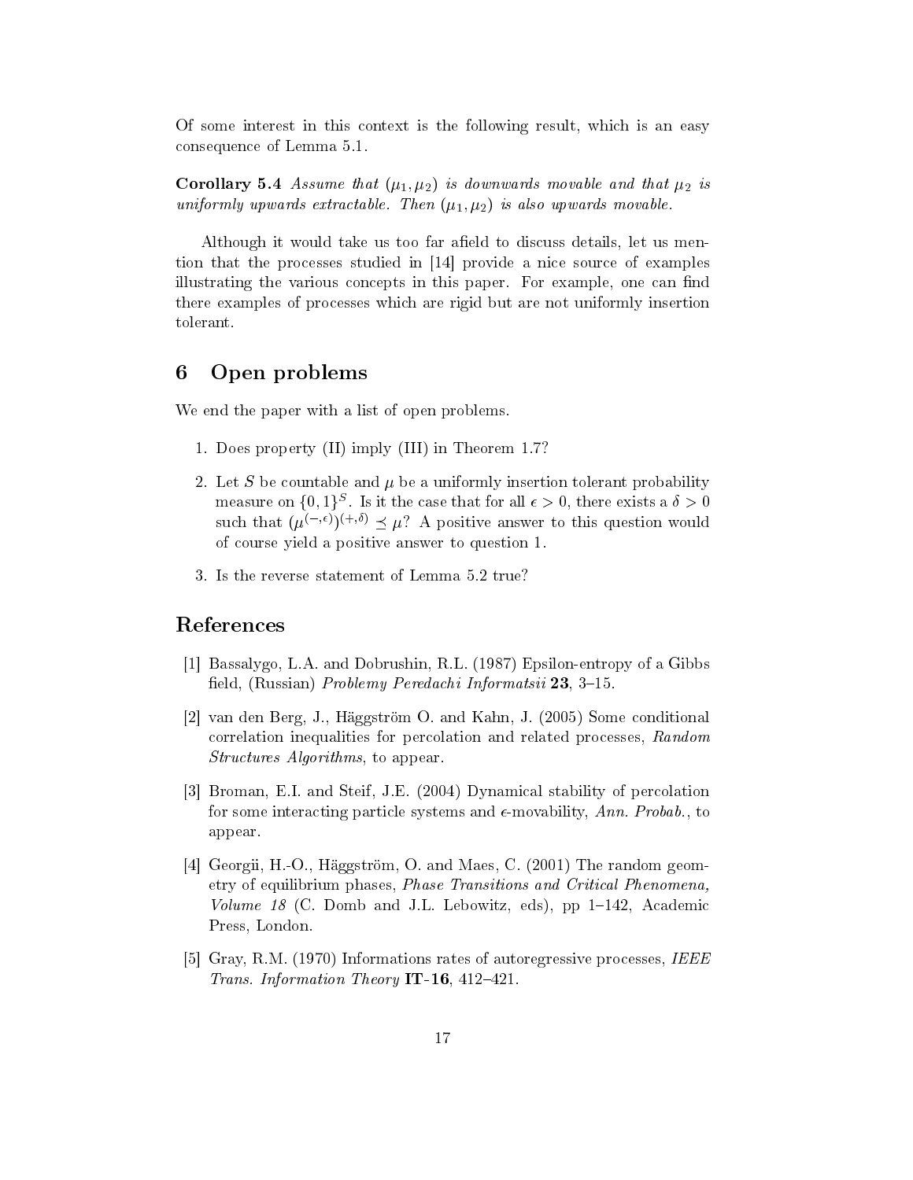Of some interest in this context is the following result, which is an easy consequence of Lemma 5.1.

**Corollary 5.4** *Assume that $(\mu_1, \mu_2)$ is downwards movable and that $\mu_2$ is uniformly upwards extractable. Then $(\mu_1, \mu_2)$ is also upwards movable.*

Although it would take us too far afield to discuss details, let us mention that the processes studied in [14] provide a nice source of examples illustrating the various concepts in this paper. For example, one can find there examples of processes which are rigid but are not uniformly insertion tolerant.

## 6 Open problems

We end the paper with a list of open problems.

1. Does property (II) imply (III) in Theorem 1.7?
2. Let $S$ be countable and $\mu$ be a uniformly insertion tolerant probability measure on $\{0,1\}^S$. Is it the case that for all $\epsilon > 0$, there exists a $\delta > 0$ such that $(\mu^{(-,\epsilon)})^{(+,\delta)} \preceq \mu$? A positive answer to this question would of course yield a positive answer to question 1.
3. Is the reverse statement of Lemma 5.2 true?

## References

[1] Bassalygo, L.A. and Dobrushin, R.L. (1987) Epsilon-entropy of a Gibbs field, (Russian) *Problemy Peredachi Informatsii* **23**, 3–15.

[2] van den Berg, J., Häggström O. and Kahn, J. (2005) Some conditional correlation inequalities for percolation and related processes, *Random Structures Algorithms*, to appear.

[3] Broman, E.I. and Steif, J.E. (2004) Dynamical stability of percolation for some interacting particle systems and $\epsilon$-movability, *Ann. Probab.*, to appear.

[4] Georgii, H.-O., Häggström, O. and Maes, C. (2001) The random geometry of equilibrium phases, *Phase Transitions and Critical Phenomena, Volume 18* (C. Domb and J.L. Lebowitz, eds), pp 1–142, Academic Press, London.

[5] Gray, R.M. (1970) Informations rates of autoregressive processes, *IEEE Trans. Information Theory* **IT-16**, 412–421.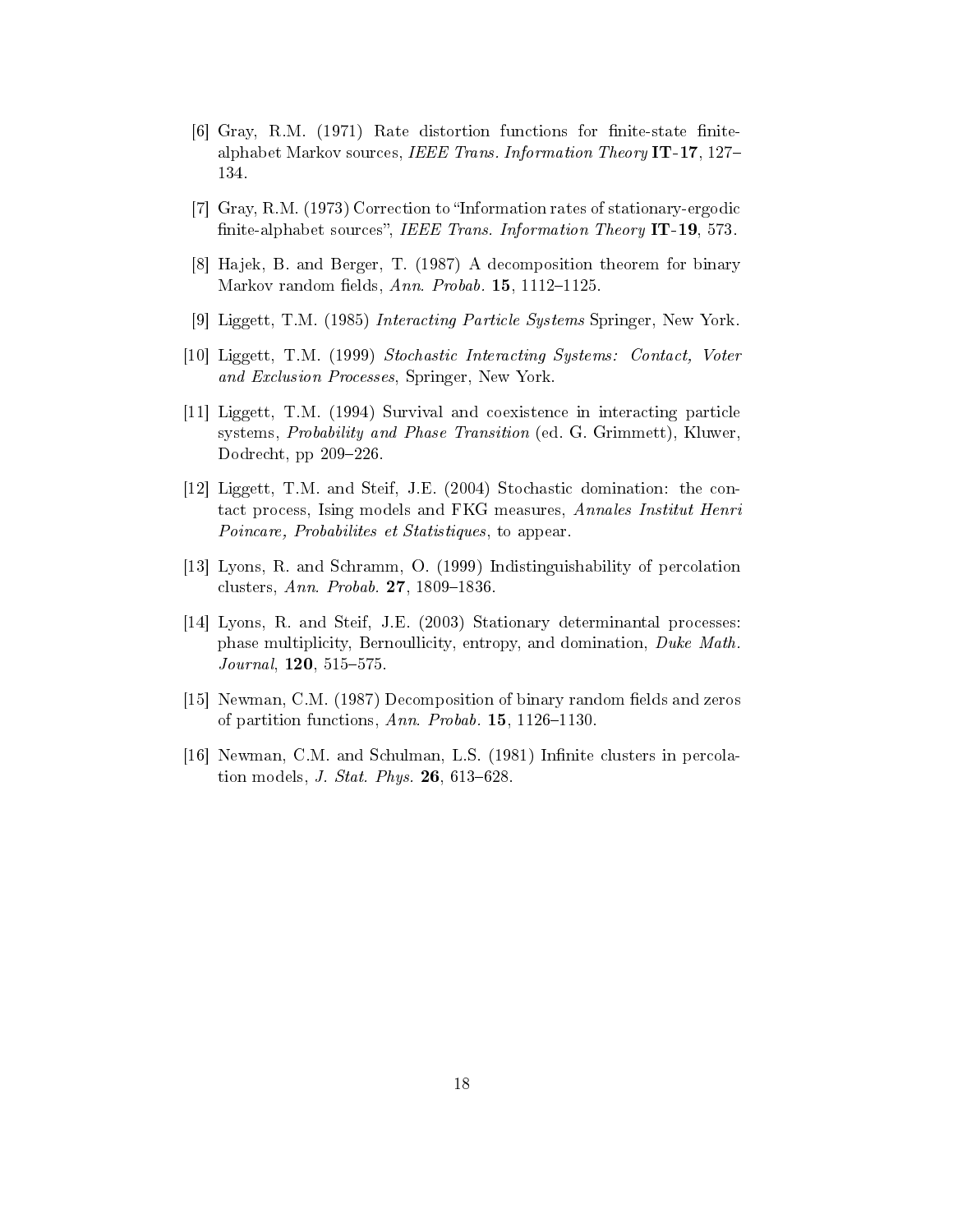[6] Gray, R.M. (1971) Rate distortion functions for finite-state finite-alphabet Markov sources, *IEEE Trans. Information Theory* **IT-17**, 127–134.

[7] Gray, R.M. (1973) Correction to "Information rates of stationary-ergodic finite-alphabet sources", *IEEE Trans. Information Theory* **IT-19**, 573.

[8] Hajek, B. and Berger, T. (1987) A decomposition theorem for binary Markov random fields, *Ann. Probab.* **15**, 1112–1125.

[9] Liggett, T.M. (1985) *Interacting Particle Systems* Springer, New York.

[10] Liggett, T.M. (1999) *Stochastic Interacting Systems: Contact, Voter and Exclusion Processes*, Springer, New York.

[11] Liggett, T.M. (1994) Survival and coexistence in interacting particle systems, *Probability and Phase Transition* (ed. G. Grimmett), Kluwer, Dodrecht, pp 209–226.

[12] Liggett, T.M. and Steif, J.E. (2004) Stochastic domination: the contact process, Ising models and FKG measures, *Annales Institut Henri Poincare, Probabilites et Statistiques*, to appear.

[13] Lyons, R. and Schramm, O. (1999) Indistinguishability of percolation clusters, *Ann. Probab.* **27**, 1809–1836.

[14] Lyons, R. and Steif, J.E. (2003) Stationary determinantal processes: phase multiplicity, Bernoullicity, entropy, and domination, *Duke Math. Journal*, **120**, 515–575.

[15] Newman, C.M. (1987) Decomposition of binary random fields and zeros of partition functions, *Ann. Probab.* **15**, 1126–1130.

[16] Newman, C.M. and Schulman, L.S. (1981) Infinite clusters in percolation models, *J. Stat. Phys.* **26**, 613–628.